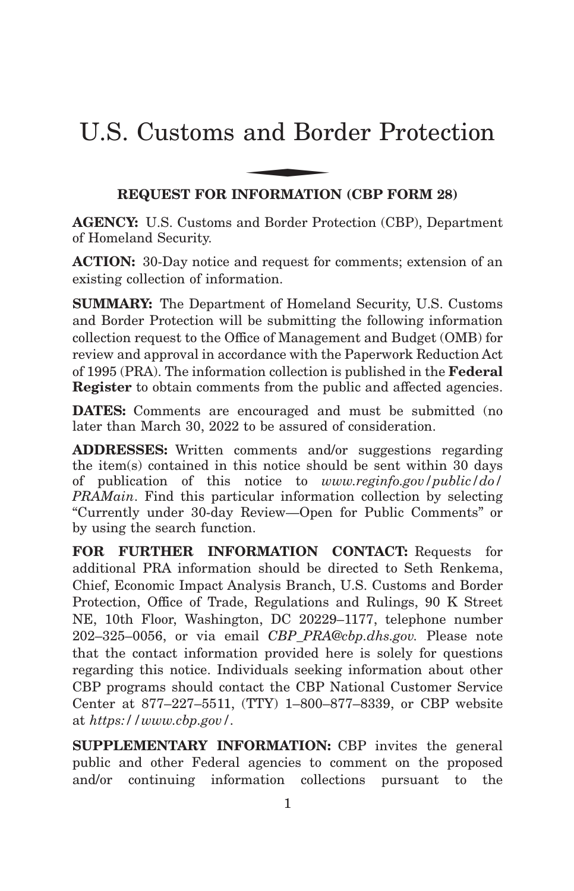# U.S. Customs and Border Protection

## REQUEST FOR INFORMATION (CBP FORM 28)

**AGENCY:** U.S. Customs and Border Protection (CBP), Department of Homeland Security.

**ACTION:** 30-Day notice and request for comments; extension of an existing collection of information.

**SUMMARY:** The Department of Homeland Security, U.S. Customs and Border Protection will be submitting the following information collection request to the Office of Management and Budget (OMB) for review and approval in accordance with the Paperwork Reduction Act of 1995 (PRA). The information collection is published in the **Federal Register** to obtain comments from the public and affected agencies.

**DATES:** Comments are encouraged and must be submitted (no later than March 30, 2022 to be assured of consideration.

**ADDRESSES:** Written comments and/or suggestions regarding the item(s) contained in this notice should be sent within 30 days of publication of this notice to *www.reginfo.gov/public/do/PRAMain*. Find this particular information collection by selecting "Currently under 30-day Review—Open for Public Comments" or by using the search function.

**FOR FURTHER INFORMATION CONTACT:** Requests for additional PRA information should be directed to Seth Renkema, Chief, Economic Impact Analysis Branch, U.S. Customs and Border Protection, Office of Trade, Regulations and Rulings, 90 K Street NE, 10th Floor, Washington, DC 20229–1177, telephone number 202–325–0056, or via email *CBP_PRA@cbp.dhs.gov.* Please note that the contact information provided here is solely for questions regarding this notice. Individuals seeking information about other CBP programs should contact the CBP National Customer Service Center at 877–227–5511, (TTY) 1–800–877–8339, or CBP website at *https://www.cbp.gov/*.

**SUPPLEMENTARY INFORMATION:** CBP invites the general public and other Federal agencies to comment on the proposed and/or continuing information collections pursuant to the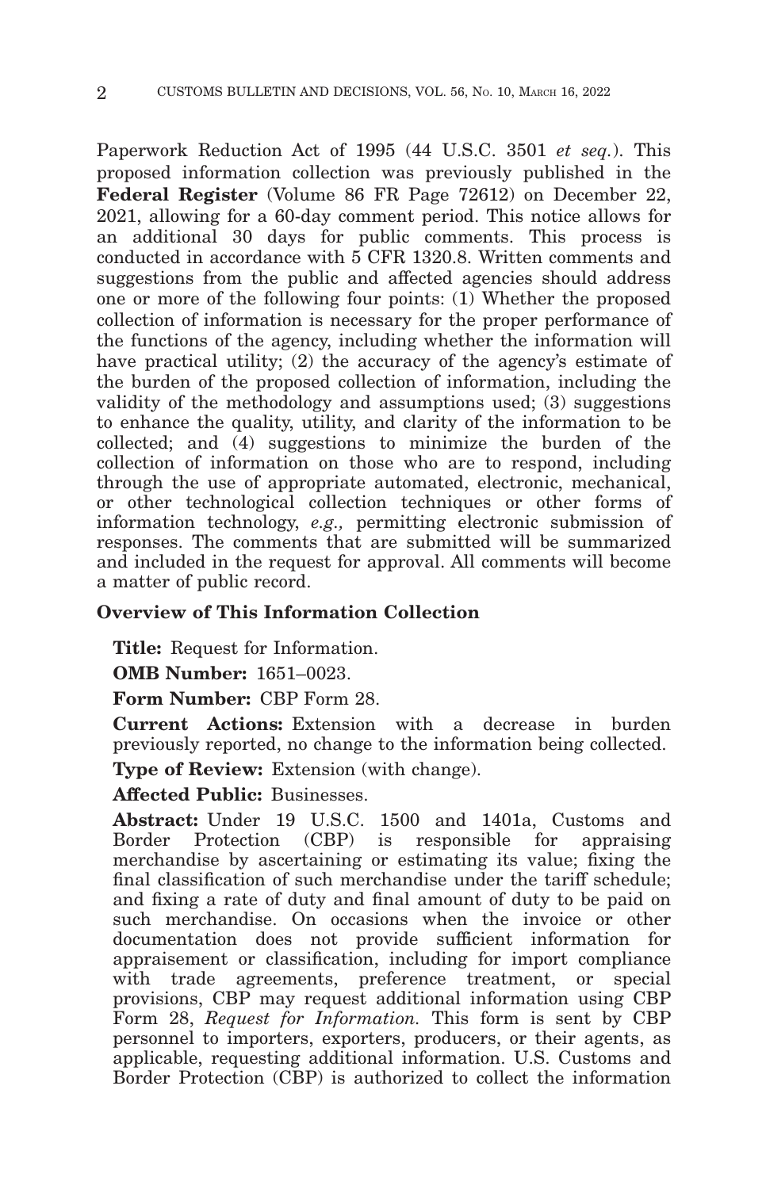Paperwork Reduction Act of 1995 (44 U.S.C. 3501 *et seq.*). This proposed information collection was previously published in the **Federal Register** (Volume 86 FR Page 72612) on December 22, 2021, allowing for a 60-day comment period. This notice allows for an additional 30 days for public comments. This process is conducted in accordance with 5 CFR 1320.8. Written comments and suggestions from the public and affected agencies should address one or more of the following four points: (1) Whether the proposed collection of information is necessary for the proper performance of the functions of the agency, including whether the information will have practical utility; (2) the accuracy of the agency's estimate of the burden of the proposed collection of information, including the validity of the methodology and assumptions used; (3) suggestions to enhance the quality, utility, and clarity of the information to be collected; and (4) suggestions to minimize the burden of the collection of information on those who are to respond, including through the use of appropriate automated, electronic, mechanical, or other technological collection techniques or other forms of information technology, *e.g.,* permitting electronic submission of responses. The comments that are submitted will be summarized and included in the request for approval. All comments will become a matter of public record.

## Overview of This Information Collection

**Title:** Request for Information.

**OMB Number:** 1651–0023.

**Form Number:** CBP Form 28.

**Current Actions:** Extension with a decrease in burden previously reported, no change to the information being collected.

**Type of Review:** Extension (with change).

**Affected Public:** Businesses.

**Abstract:** Under 19 U.S.C. 1500 and 1401a, Customs and Border Protection (CBP) is responsible for appraising merchandise by ascertaining or estimating its value; fixing the final classification of such merchandise under the tariff schedule; and fixing a rate of duty and final amount of duty to be paid on such merchandise. On occasions when the invoice or other documentation does not provide sufficient information for appraisement or classification, including for import compliance with trade agreements, preference treatment, or special provisions, CBP may request additional information using CBP Form 28, *Request for Information.* This form is sent by CBP personnel to importers, exporters, producers, or their agents, as applicable, requesting additional information. U.S. Customs and Border Protection (CBP) is authorized to collect the information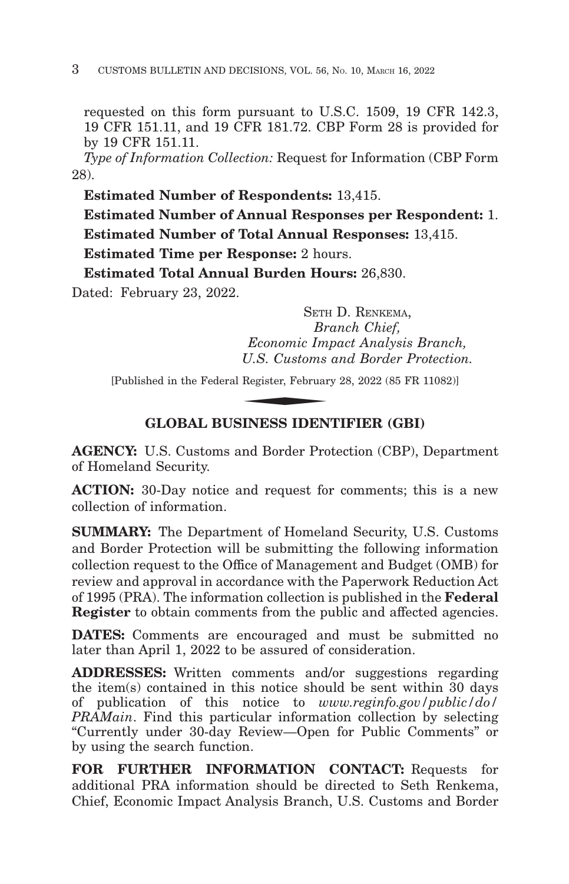requested on this form pursuant to U.S.C. 1509, 19 CFR 142.3, 19 CFR 151.11, and 19 CFR 181.72. CBP Form 28 is provided for by 19 CFR 151.11.

*Type of Information Collection:* Request for Information (CBP Form 28).

**Estimated Number of Respondents:** 13,415.

**Estimated Number of Annual Responses per Respondent:** 1.

**Estimated Number of Total Annual Responses:** 13,415.

**Estimated Time per Response:** 2 hours.

**Estimated Total Annual Burden Hours:** 26,830.

Dated: February 23, 2022.

SETH D. RENKEMA,
*Branch Chief,*
*Economic Impact Analysis Branch,*
*U.S. Customs and Border Protection.*

[Published in the Federal Register, February 28, 2022 (85 FR 11082)]

## GLOBAL BUSINESS IDENTIFIER (GBI)

**AGENCY:** U.S. Customs and Border Protection (CBP), Department of Homeland Security.

**ACTION:** 30-Day notice and request for comments; this is a new collection of information.

**SUMMARY:** The Department of Homeland Security, U.S. Customs and Border Protection will be submitting the following information collection request to the Office of Management and Budget (OMB) for review and approval in accordance with the Paperwork Reduction Act of 1995 (PRA). The information collection is published in the **Federal Register** to obtain comments from the public and affected agencies.

**DATES:** Comments are encouraged and must be submitted no later than April 1, 2022 to be assured of consideration.

**ADDRESSES:** Written comments and/or suggestions regarding the item(s) contained in this notice should be sent within 30 days of publication of this notice to *www.reginfo.gov/public/do/PRAMain*. Find this particular information collection by selecting "Currently under 30-day Review—Open for Public Comments" or by using the search function.

**FOR FURTHER INFORMATION CONTACT:** Requests for additional PRA information should be directed to Seth Renkema, Chief, Economic Impact Analysis Branch, U.S. Customs and Border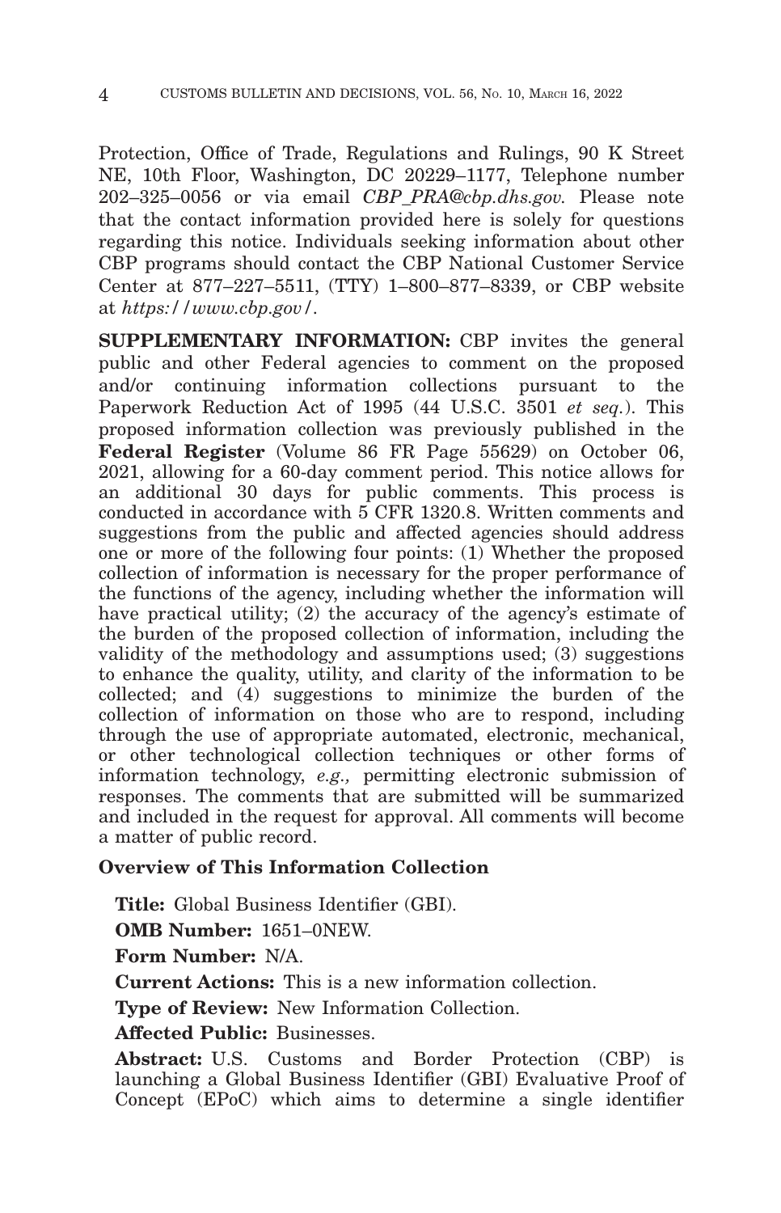Protection, Office of Trade, Regulations and Rulings, 90 K Street NE, 10th Floor, Washington, DC 20229–1177, Telephone number 202–325–0056 or via email *CBP_PRA@cbp.dhs.gov.* Please note that the contact information provided here is solely for questions regarding this notice. Individuals seeking information about other CBP programs should contact the CBP National Customer Service Center at 877–227–5511, (TTY) 1–800–877–8339, or CBP website at *https://www.cbp.gov/*.

**SUPPLEMENTARY INFORMATION:** CBP invites the general public and other Federal agencies to comment on the proposed and/or continuing information collections pursuant to the Paperwork Reduction Act of 1995 (44 U.S.C. 3501 *et seq.*). This proposed information collection was previously published in the **Federal Register** (Volume 86 FR Page 55629) on October 06, 2021, allowing for a 60-day comment period. This notice allows for an additional 30 days for public comments. This process is conducted in accordance with 5 CFR 1320.8. Written comments and suggestions from the public and affected agencies should address one or more of the following four points: (1) Whether the proposed collection of information is necessary for the proper performance of the functions of the agency, including whether the information will have practical utility; (2) the accuracy of the agency's estimate of the burden of the proposed collection of information, including the validity of the methodology and assumptions used; (3) suggestions to enhance the quality, utility, and clarity of the information to be collected; and (4) suggestions to minimize the burden of the collection of information on those who are to respond, including through the use of appropriate automated, electronic, mechanical, or other technological collection techniques or other forms of information technology, *e.g.,* permitting electronic submission of responses. The comments that are submitted will be summarized and included in the request for approval. All comments will become a matter of public record.

### Overview of This Information Collection

**Title:** Global Business Identifier (GBI).

**OMB Number:** 1651–0NEW.

**Form Number:** N/A.

**Current Actions:** This is a new information collection.

**Type of Review:** New Information Collection.

**Affected Public:** Businesses.

**Abstract:** U.S. Customs and Border Protection (CBP) is launching a Global Business Identifier (GBI) Evaluative Proof of Concept (EPoC) which aims to determine a single identifier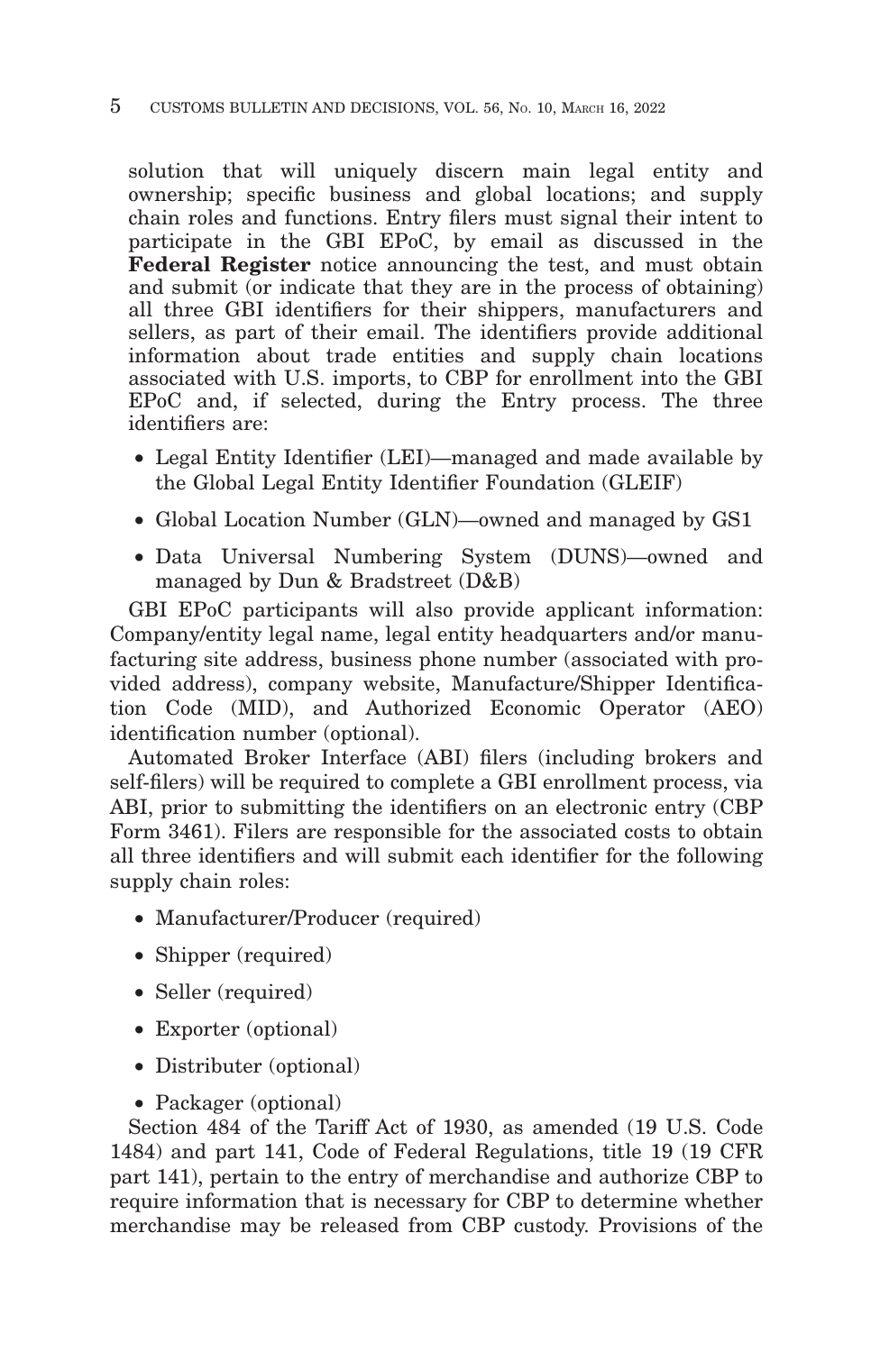solution that will uniquely discern main legal entity and ownership; specific business and global locations; and supply chain roles and functions. Entry filers must signal their intent to participate in the GBI EPoC, by email as discussed in the **Federal Register** notice announcing the test, and must obtain and submit (or indicate that they are in the process of obtaining) all three GBI identifiers for their shippers, manufacturers and sellers, as part of their email. The identifiers provide additional information about trade entities and supply chain locations associated with U.S. imports, to CBP for enrollment into the GBI EPoC and, if selected, during the Entry process. The three identifiers are:

- Legal Entity Identifier (LEI)—managed and made available by the Global Legal Entity Identifier Foundation (GLEIF)
- Global Location Number (GLN)—owned and managed by GS1
- Data Universal Numbering System (DUNS)—owned and managed by Dun & Bradstreet (D&B)

GBI EPoC participants will also provide applicant information: Company/entity legal name, legal entity headquarters and/or manufacturing site address, business phone number (associated with provided address), company website, Manufacture/Shipper Identification Code (MID), and Authorized Economic Operator (AEO) identification number (optional).

Automated Broker Interface (ABI) filers (including brokers and self-filers) will be required to complete a GBI enrollment process, via ABI, prior to submitting the identifiers on an electronic entry (CBP Form 3461). Filers are responsible for the associated costs to obtain all three identifiers and will submit each identifier for the following supply chain roles:

- Manufacturer/Producer (required)
- Shipper (required)
- Seller (required)
- Exporter (optional)
- Distributer (optional)
- Packager (optional)

Section 484 of the Tariff Act of 1930, as amended (19 U.S. Code 1484) and part 141, Code of Federal Regulations, title 19 (19 CFR part 141), pertain to the entry of merchandise and authorize CBP to require information that is necessary for CBP to determine whether merchandise may be released from CBP custody. Provisions of the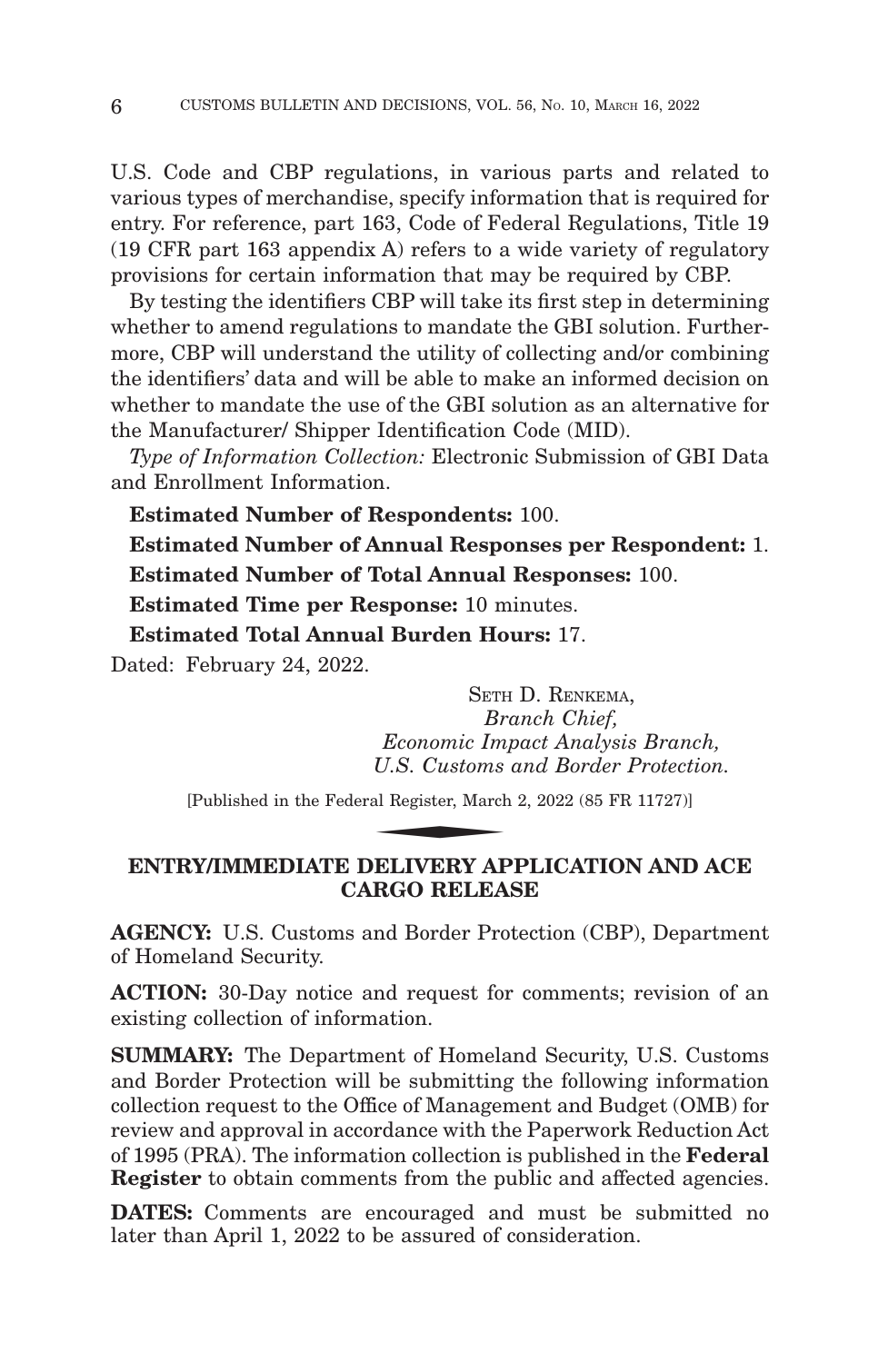U.S. Code and CBP regulations, in various parts and related to various types of merchandise, specify information that is required for entry. For reference, part 163, Code of Federal Regulations, Title 19 (19 CFR part 163 appendix A) refers to a wide variety of regulatory provisions for certain information that may be required by CBP.

By testing the identifiers CBP will take its first step in determining whether to amend regulations to mandate the GBI solution. Furthermore, CBP will understand the utility of collecting and/or combining the identifiers' data and will be able to make an informed decision on whether to mandate the use of the GBI solution as an alternative for the Manufacturer/ Shipper Identification Code (MID).

*Type of Information Collection:* Electronic Submission of GBI Data and Enrollment Information.

**Estimated Number of Respondents:** 100.

**Estimated Number of Annual Responses per Respondent:** 1.

**Estimated Number of Total Annual Responses:** 100.

**Estimated Time per Response:** 10 minutes.

**Estimated Total Annual Burden Hours:** 17.

Dated: February 24, 2022.

SETH D. RENKEMA,
*Branch Chief,*
*Economic Impact Analysis Branch,*
*U.S. Customs and Border Protection.*

[Published in the Federal Register, March 2, 2022 (85 FR 11727)]

## ENTRY/IMMEDIATE DELIVERY APPLICATION AND ACE CARGO RELEASE

**AGENCY:** U.S. Customs and Border Protection (CBP), Department of Homeland Security.

**ACTION:** 30-Day notice and request for comments; revision of an existing collection of information.

**SUMMARY:** The Department of Homeland Security, U.S. Customs and Border Protection will be submitting the following information collection request to the Office of Management and Budget (OMB) for review and approval in accordance with the Paperwork Reduction Act of 1995 (PRA). The information collection is published in the **Federal Register** to obtain comments from the public and affected agencies.

**DATES:** Comments are encouraged and must be submitted no later than April 1, 2022 to be assured of consideration.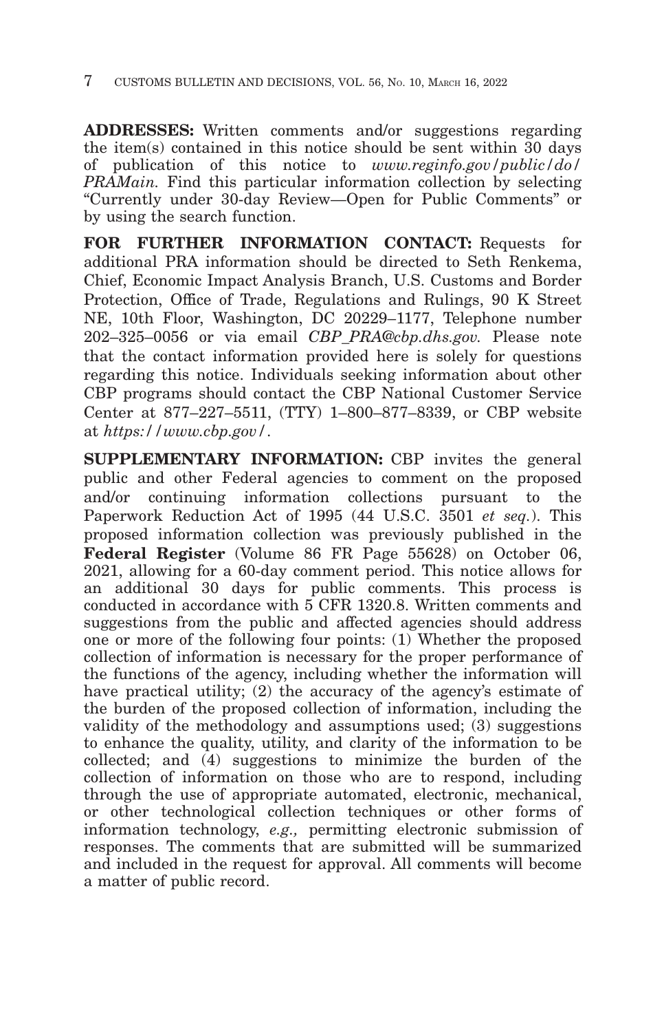**ADDRESSES:** Written comments and/or suggestions regarding the item(s) contained in this notice should be sent within 30 days of publication of this notice to *www.reginfo.gov/public/do/PRAMain.* Find this particular information collection by selecting "Currently under 30-day Review—Open for Public Comments" or by using the search function.

**FOR FURTHER INFORMATION CONTACT:** Requests for additional PRA information should be directed to Seth Renkema, Chief, Economic Impact Analysis Branch, U.S. Customs and Border Protection, Office of Trade, Regulations and Rulings, 90 K Street NE, 10th Floor, Washington, DC 20229–1177, Telephone number 202–325–0056 or via email *CBP_PRA@cbp.dhs.gov.* Please note that the contact information provided here is solely for questions regarding this notice. Individuals seeking information about other CBP programs should contact the CBP National Customer Service Center at 877–227–5511, (TTY) 1–800–877–8339, or CBP website at *https://www.cbp.gov/*.

**SUPPLEMENTARY INFORMATION:** CBP invites the general public and other Federal agencies to comment on the proposed and/or continuing information collections pursuant to the Paperwork Reduction Act of 1995 (44 U.S.C. 3501 *et seq.*). This proposed information collection was previously published in the **Federal Register** (Volume 86 FR Page 55628) on October 06, 2021, allowing for a 60-day comment period. This notice allows for an additional 30 days for public comments. This process is conducted in accordance with 5 CFR 1320.8. Written comments and suggestions from the public and affected agencies should address one or more of the following four points: (1) Whether the proposed collection of information is necessary for the proper performance of the functions of the agency, including whether the information will have practical utility; (2) the accuracy of the agency's estimate of the burden of the proposed collection of information, including the validity of the methodology and assumptions used; (3) suggestions to enhance the quality, utility, and clarity of the information to be collected; and (4) suggestions to minimize the burden of the collection of information on those who are to respond, including through the use of appropriate automated, electronic, mechanical, or other technological collection techniques or other forms of information technology, *e.g.,* permitting electronic submission of responses. The comments that are submitted will be summarized and included in the request for approval. All comments will become a matter of public record.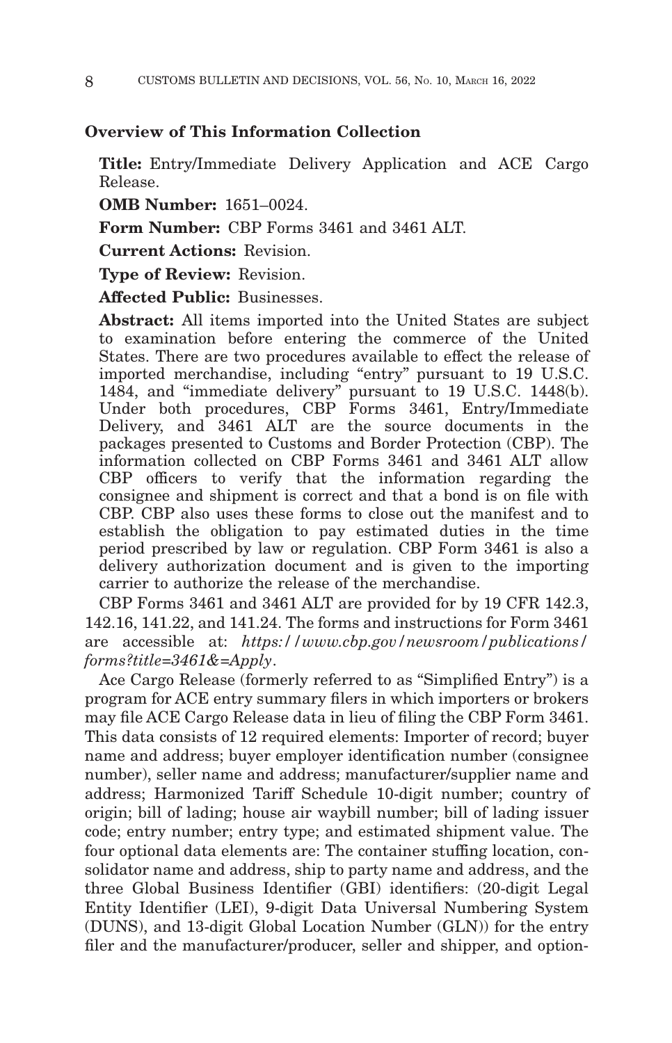### Overview of This Information Collection

**Title:** Entry/Immediate Delivery Application and ACE Cargo Release.

**OMB Number:** 1651–0024.

**Form Number:** CBP Forms 3461 and 3461 ALT.

**Current Actions:** Revision.

**Type of Review:** Revision.

**Affected Public:** Businesses.

**Abstract:** All items imported into the United States are subject to examination before entering the commerce of the United States. There are two procedures available to effect the release of imported merchandise, including "entry" pursuant to 19 U.S.C. 1484, and "immediate delivery" pursuant to 19 U.S.C. 1448(b). Under both procedures, CBP Forms 3461, Entry/Immediate Delivery, and 3461 ALT are the source documents in the packages presented to Customs and Border Protection (CBP). The information collected on CBP Forms 3461 and 3461 ALT allow CBP officers to verify that the information regarding the consignee and shipment is correct and that a bond is on file with CBP. CBP also uses these forms to close out the manifest and to establish the obligation to pay estimated duties in the time period prescribed by law or regulation. CBP Form 3461 is also a delivery authorization document and is given to the importing carrier to authorize the release of the merchandise.

CBP Forms 3461 and 3461 ALT are provided for by 19 CFR 142.3, 142.16, 141.22, and 141.24. The forms and instructions for Form 3461 are accessible at: *https://www.cbp.gov/newsroom/publications/forms?title=3461&=Apply*.

Ace Cargo Release (formerly referred to as "Simplified Entry") is a program for ACE entry summary filers in which importers or brokers may file ACE Cargo Release data in lieu of filing the CBP Form 3461. This data consists of 12 required elements: Importer of record; buyer name and address; buyer employer identification number (consignee number), seller name and address; manufacturer/supplier name and address; Harmonized Tariff Schedule 10-digit number; country of origin; bill of lading; house air waybill number; bill of lading issuer code; entry number; entry type; and estimated shipment value. The four optional data elements are: The container stuffing location, consolidator name and address, ship to party name and address, and the three Global Business Identifier (GBI) identifiers: (20-digit Legal Entity Identifier (LEI), 9-digit Data Universal Numbering System (DUNS), and 13-digit Global Location Number (GLN)) for the entry filer and the manufacturer/producer, seller and shipper, and option-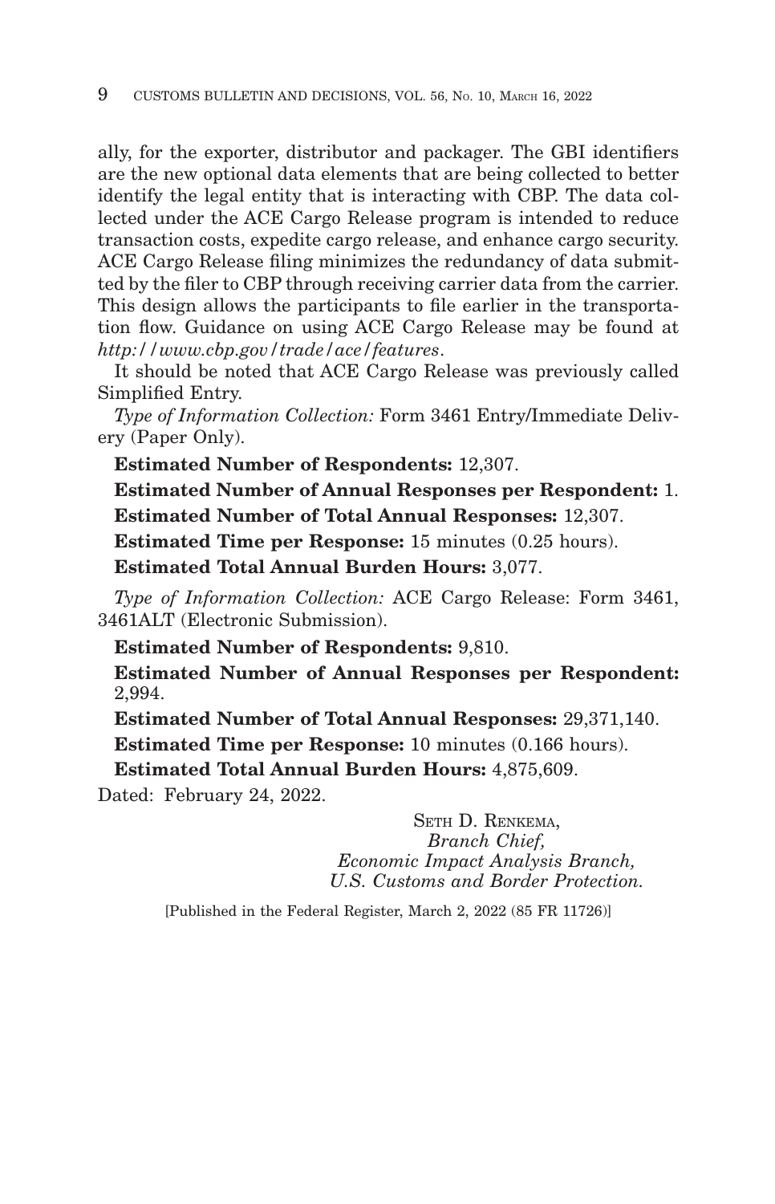ally, for the exporter, distributor and packager. The GBI identifiers are the new optional data elements that are being collected to better identify the legal entity that is interacting with CBP. The data collected under the ACE Cargo Release program is intended to reduce transaction costs, expedite cargo release, and enhance cargo security. ACE Cargo Release filing minimizes the redundancy of data submitted by the filer to CBP through receiving carrier data from the carrier. This design allows the participants to file earlier in the transportation flow. Guidance on using ACE Cargo Release may be found at *http://www.cbp.gov/trade/ace/features*.

It should be noted that ACE Cargo Release was previously called Simplified Entry.

*Type of Information Collection:* Form 3461 Entry/Immediate Delivery (Paper Only).

**Estimated Number of Respondents:** 12,307.

**Estimated Number of Annual Responses per Respondent:** 1.

**Estimated Number of Total Annual Responses:** 12,307.

**Estimated Time per Response:** 15 minutes (0.25 hours).

**Estimated Total Annual Burden Hours:** 3,077.

*Type of Information Collection:* ACE Cargo Release: Form 3461, 3461ALT (Electronic Submission).

**Estimated Number of Respondents:** 9,810.

**Estimated Number of Annual Responses per Respondent:** 2,994.

**Estimated Number of Total Annual Responses:** 29,371,140.

**Estimated Time per Response:** 10 minutes (0.166 hours).

**Estimated Total Annual Burden Hours:** 4,875,609.

Dated: February 24, 2022.

SETH D. RENKEMA,
*Branch Chief,*
*Economic Impact Analysis Branch,*
*U.S. Customs and Border Protection.*

[Published in the Federal Register, March 2, 2022 (85 FR 11726)]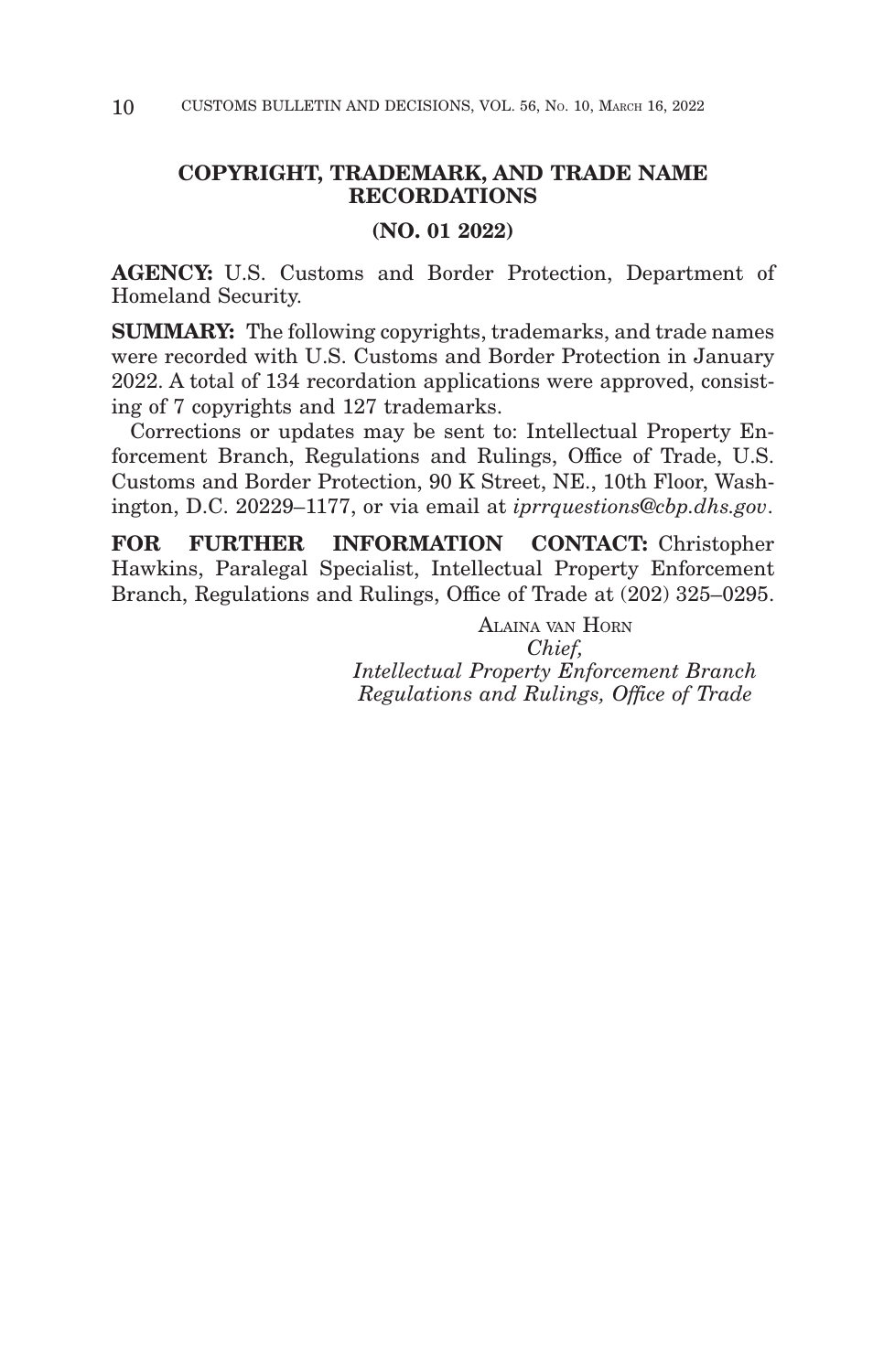## COPYRIGHT, TRADEMARK, AND TRADE NAME RECORDATIONS

### (NO. 01 2022)

**AGENCY:** U.S. Customs and Border Protection, Department of Homeland Security.

**SUMMARY:** The following copyrights, trademarks, and trade names were recorded with U.S. Customs and Border Protection in January 2022. A total of 134 recordation applications were approved, consisting of 7 copyrights and 127 trademarks.

Corrections or updates may be sent to: Intellectual Property Enforcement Branch, Regulations and Rulings, Office of Trade, U.S. Customs and Border Protection, 90 K Street, NE., 10th Floor, Washington, D.C. 20229–1177, or via email at *iprrquestions@cbp.dhs.gov*.

**FOR FURTHER INFORMATION CONTACT:** Christopher Hawkins, Paralegal Specialist, Intellectual Property Enforcement Branch, Regulations and Rulings, Office of Trade at (202) 325–0295.

ALAINA VAN HORN
*Chief,*
*Intellectual Property Enforcement Branch*
*Regulations and Rulings, Office of Trade*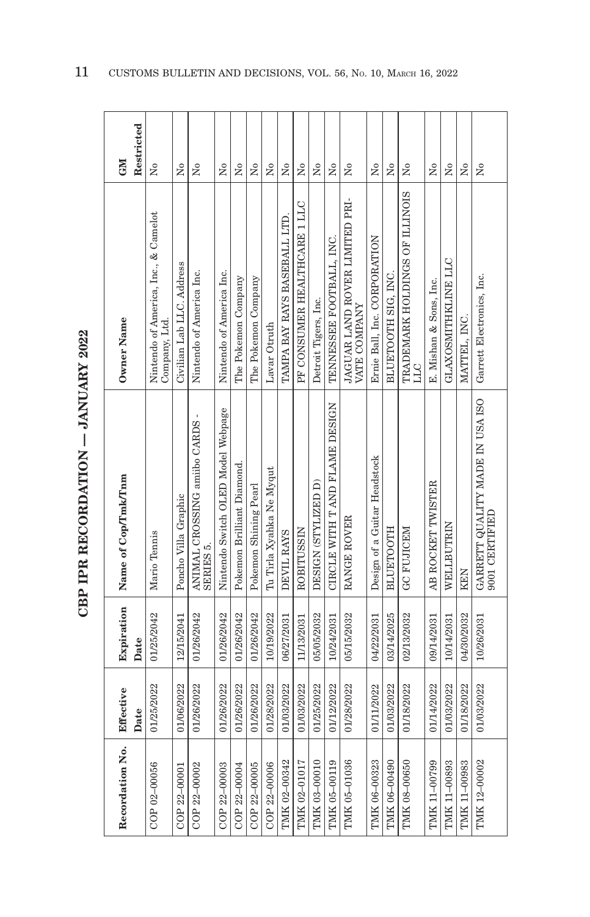# CBP IPR RECORDATION — JANUARY 2022

| Recordation No. | Effective Date | Expiration Date | Name of Cop/Tmk/Tnm | Owner Name | GM Restricted |
| --- | --- | --- | --- | --- | --- |
| COP 02–00056 | 01/25/2022 | 01/25/2042 | Mario Tennis | Nintendo of America, Inc., & Camelot Company, Ltd. | No |
| COP 22–00001 | 01/06/2022 | 12/15/2041 | Poncho Villa Graphic | Civilian Lab LLC. Address | No |
| COP 22–00002 | 01/26/2022 | 01/26/2042 | ANIMAL CROSSING amiibo CARDS - SERIES 5. | Nintendo of America Inc. | No |
| COP 22–00003 | 01/26/2022 | 01/26/2042 | Nintendo Switch OLED Model Webpage | Nintendo of America Inc. | No |
| COP 22–00004 | 01/26/2022 | 01/26/2042 | Pokemon Brilliant Diamond. | The Pokemon Company | No |
| COP 22–00005 | 01/26/2022 | 01/26/2042 | Pokemon Shining Pearl | The Pokemon Company | No |
| COP 22–00006 | 01/28/2022 | 10/19/2022 | Tu Tirla Xyahka Ne Myqut | Lavar Otruth | No |
| TMK 02–00342 | 01/03/2022 | 06/27/2031 | DEVIL RAYS | TAMPA BAY RAYS BASEBALL LTD. | No |
| TMK 02–01017 | 01/03/2022 | 11/13/2031 | ROBITUSSIN | PF CONSUMER HEALTHCARE 1 LLC | No |
| TMK 03–00010 | 01/25/2022 | 05/05/2032 | DESIGN (STYLIZED D) | Detroit Tigers, Inc. | No |
| TMK 05–00119 | 01/12/2022 | 10/24/2031 | CIRCLE WITH T AND FLAME DESIGN | TENNESSEE FOOTBALL, INC. | No |
| TMK 05–01036 | 01/28/2022 | 05/15/2032 | RANGE ROVER | JAGUAR LAND ROVER LIMITED PRIVATE COMPANY | No |
| TMK 06–00323 | 01/11/2022 | 04/22/2031 | Design of a Guitar Headstock | Ernie Ball, Inc. CORPORATION | No |
| TMK 06–00490 | 01/03/2022 | 03/14/2025 | BLUETOOTH | BLUETOOTH SIG, INC. | No |
| TMK 08–00650 | 01/18/2022 | 02/13/2032 | GC FUJICEM | TRADEMARK HOLDINGS OF ILLINOIS LLC | No |
| TMK 11–00799 | 01/14/2022 | 09/14/2031 | AB ROCKET TWISTER | E. Mishan & Sons, Inc. | No |
| TMK 11–00893 | 01/03/2022 | 10/14/2031 | WELLBUTRIN | GLAXOSMITHKLINE LLC | No |
| TMK 11–00983 | 01/18/2022 | 04/30/2032 | KEN | MATTEL, INC. | No |
| TMK 12–00002 | 01/03/2022 | 10/26/2031 | GARRETT QUALITY MADE IN USA ISO 9001 CERTIFIED | Garrett Electronics, Inc. | No |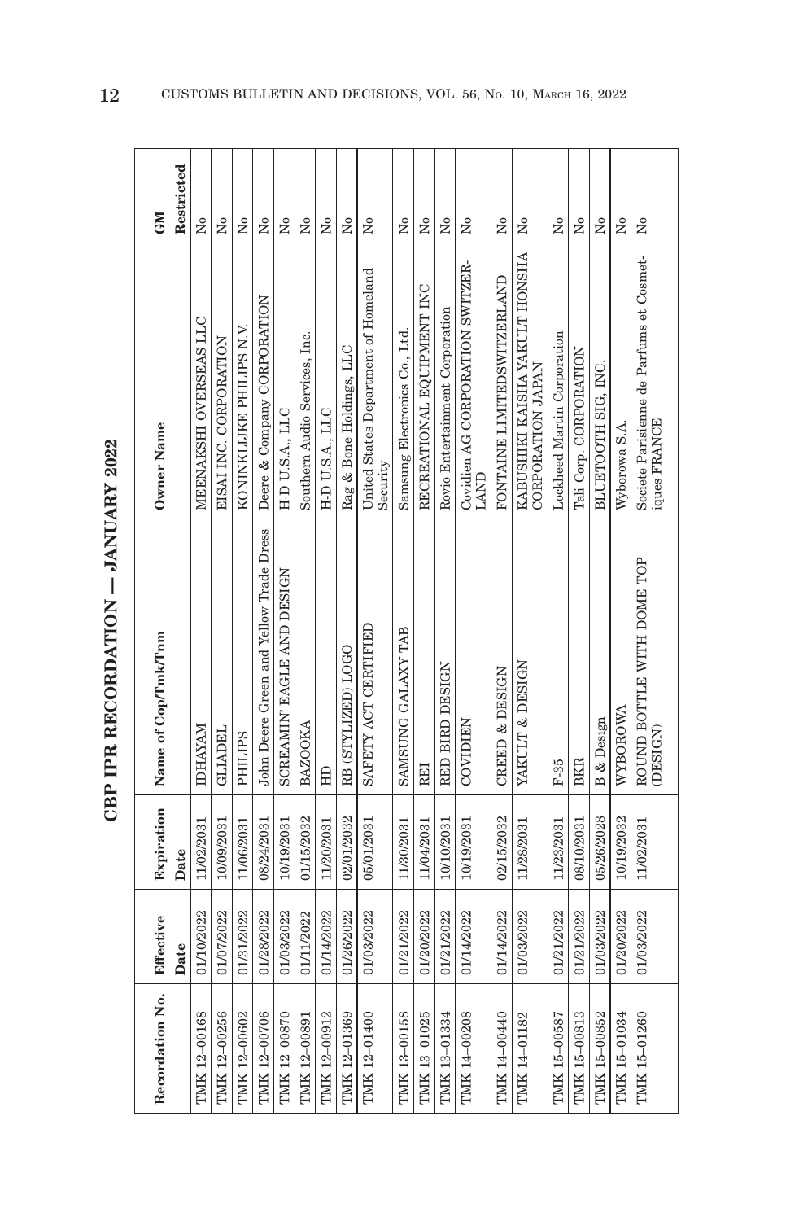# CBP IPR RECORDATION — JANUARY 2022

| Recordation No. | Effective Date | Expiration Date | Name of Cop/Tmk/Tnm | Owner Name | GM Restricted |
|---|---|---|---|---|---|
| TMK 12-00168 | 01/10/2022 | 11/02/2031 | IDHAYAM | MEENAKSHI OVERSEAS LLC | No |
| TMK 12-00256 | 01/07/2022 | 10/09/2031 | GLIADEL | EISAI INC. CORPORATION | No |
| TMK 12-00602 | 01/31/2022 | 11/06/2031 | PHILIPS | KONINKLIJKE PHILIPS N.V. | No |
| TMK 12-00706 | 01/28/2022 | 08/24/2031 | John Deere Green and Yellow Trade Dress | Deere & Company CORPORATION | No |
| TMK 12-00870 | 01/03/2022 | 10/19/2031 | SCREAMIN' EAGLE AND DESIGN | H-D U.S.A., LLC | No |
| TMK 12-00891 | 01/11/2022 | 01/15/2032 | BAZOOKA | Southern Audio Services, Inc. | No |
| TMK 12-00912 | 01/14/2022 | 11/20/2031 | HD | H-D U.S.A., LLC | No |
| TMK 12-01369 | 01/26/2022 | 02/01/2032 | RB (STYLIZED) LOGO | Rag & Bone Holdings, LLC | No |
| TMK 12-01400 | 01/03/2022 | 05/01/2031 | SAFETY ACT CERTIFIED | United States Department of Homeland Security | No |
| TMK 13-00158 | 01/21/2022 | 11/30/2031 | SAMSUNG GALAXY TAB | Samsung Electronics Co., Ltd. | No |
| TMK 13-01025 | 01/20/2022 | 11/04/2031 | REI | RECREATIONAL EQUIPMENT INC | No |
| TMK 13-01334 | 01/21/2022 | 10/10/2031 | RED BIRD DESIGN | Rovio Entertainment Corporation | No |
| TMK 14-00208 | 01/14/2022 | 10/19/2031 | COVIDIEN | Covidien AG CORPORATION SWITZERLAND | No |
| TMK 14-00440 | 01/14/2022 | 02/15/2032 | CREED & DESIGN | FONTAINE LIMITEDSWITZERLAND | No |
| TMK 14-01182 | 01/03/2022 | 11/28/2031 | YAKULT & DESIGN | KABUSHIKI KAISHA YAKULT HONSHA CORPORATION JAPAN | No |
| TMK 15-00587 | 01/21/2022 | 11/23/2031 | F-35 | Lockheed Martin Corporation | No |
| TMK 15-00813 | 01/21/2022 | 08/10/2031 | BKR | Tali Corp. CORPORATION | No |
| TMK 15-00852 | 01/03/2022 | 05/26/2028 | B & Design | BLUETOOTH SIG, INC. | No |
| TMK 15-01034 | 01/20/2022 | 10/19/2032 | WYBOROWA | Wyborowa S.A. | No |
| TMK 15-01260 | 01/03/2022 | 11/02/2031 | ROUND BOTTLE WITH DOME TOP (DESIGN) | Societe Parisienne de Parfums et Cosmetiques FRANCE | No |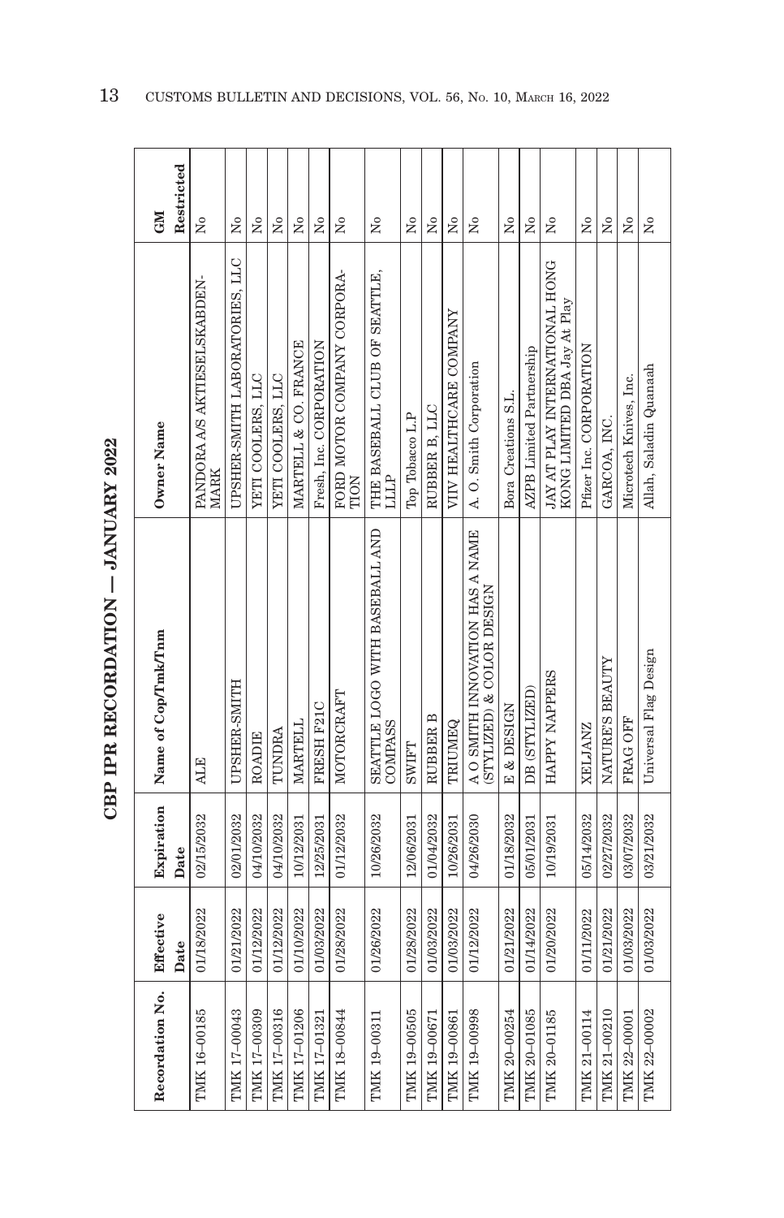## CBP IPR RECORDATION — JANUARY 2022

| Recordation No. | Effective Date | Expiration Date | Name of Cop/Tmk/Tnm | Owner Name | GM Restricted |
|---|---|---|---|---|---|
| TMK 16-00185 | 01/18/2022 | 02/15/2032 | ALE | PANDORA A/S AKTIESELSKABDEN-MARK | No |
| TMK 17-00043 | 01/21/2022 | 02/01/2032 | UPSHER-SMITH | UPSHER-SMITH LABORATORIES, LLC | No |
| TMK 17-00309 | 01/12/2022 | 04/10/2032 | ROADIE | YETI COOLERS, LLC | No |
| TMK 17-00316 | 01/12/2022 | 04/10/2032 | TUNDRA | YETI COOLERS, LLC | No |
| TMK 17-01206 | 01/10/2022 | 10/12/2031 | MARTELL | MARTELL & CO. FRANCE | No |
| TMK 17-01321 | 01/03/2022 | 12/25/2031 | FRESH F21C | Fresh, Inc. CORPORATION | No |
| TMK 18-00844 | 01/28/2022 | 01/12/2032 | MOTORCRAFT | FORD MOTOR COMPANY CORPORA-TION | No |
| TMK 19-00311 | 01/26/2022 | 10/26/2032 | SEATTLE LOGO WITH BASEBALL AND COMPASS | THE BASEBALL CLUB OF SEATTLE, LLLP | No |
| TMK 19-00505 | 01/28/2022 | 12/06/2031 | SWIFT | Top Tobacco L.P | No |
| TMK 19-00671 | 01/03/2022 | 01/04/2032 | RUBBER B | RUBBER B, LLC | No |
| TMK 19-00861 | 01/03/2022 | 10/26/2031 | TRIUMEQ | VIIV HEALTHCARE COMPANY | No |
| TMK 19-00998 | 01/12/2022 | 04/26/2030 | A O SMITH INNOVATION HAS A NAME (STYLIZED) & COLOR DESIGN | A. O. Smith Corporation | No |
| TMK 20-00254 | 01/21/2022 | 01/18/2032 | E & DESIGN | Bora Creations S.L. | No |
| TMK 20-01085 | 01/14/2022 | 05/01/2031 | DB (STYLIZED) | AZPB Limited Partnership | No |
| TMK 20-01185 | 01/20/2022 | 10/19/2031 | HAPPY NAPPERS | JAY AT PLAY INTERNATIONAL HONG KONG LIMITED DBA Jay At Play | No |
| TMK 21-00114 | 01/11/2022 | 05/14/2032 | XELJANZ | Pfizer Inc. CORPORATION | No |
| TMK 21-00210 | 01/21/2022 | 02/27/2032 | NATURE'S BEAUTY | GARCOA, INC. | No |
| TMK 22-00001 | 01/03/2022 | 03/07/2032 | FRAG OFF | Microtech Knives, Inc. | No |
| TMK 22-00002 | 01/03/2022 | 03/21/2032 | Universal Flag Design | Allah, Saladin Quanaah | No |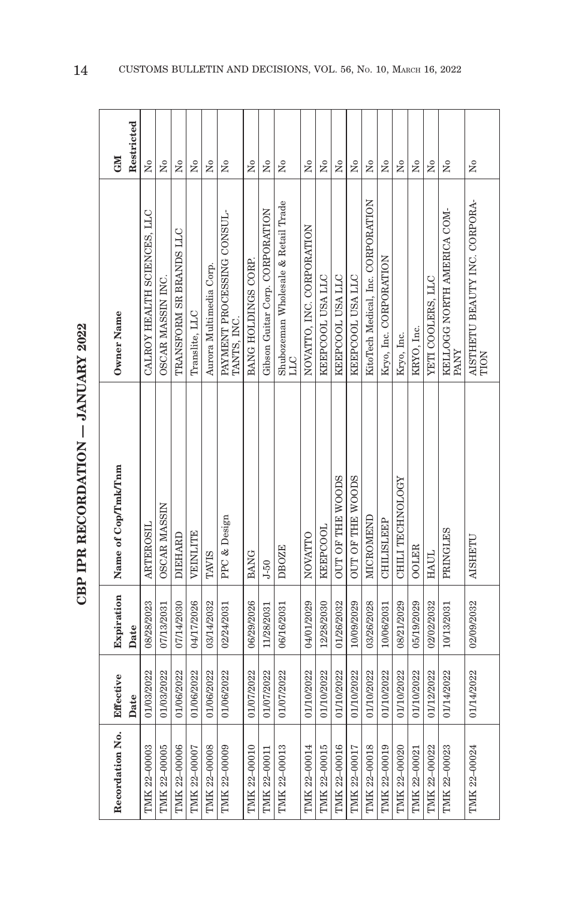# CBP IPR RECORDATION — JANUARY 2022

| Recordation No. | Effective Date | Expiration Date | Name of Cop/Tmk/Tnm | Owner Name | GM Restricted |
|---|---|---|---|---|---|
| TMK 22-00003 | 01/03/2022 | 08/28/2023 | ARTEROSIL | CALROY HEALTH SCIENCES, LLC | No |
| TMK 22-00005 | 01/03/2022 | 07/13/2031 | OSCAR MASSIN | OSCAR MASSIN INC. | No |
| TMK 22-00006 | 01/06/2022 | 07/14/2030 | DIEHARD | TRANSFORM SR BRANDS LLC | No |
| TMK 22-00007 | 01/06/2022 | 04/17/2026 | VEINLITE | Translite, LLC | No |
| TMK 22-00008 | 01/06/2022 | 03/14/2032 | TAVIS | Aurora Multimedia Corp. | No |
| TMK 22-00009 | 01/06/2022 | 02/24/2031 | PPC & Design | PAYMENT PROCESSING CONSULTANTS, INC. | No |
| TMK 22-00010 | 01/07/2022 | 06/29/2026 | BANG | BANG HOLDINGS CORP. | No |
| TMK 22-00011 | 01/07/2022 | 11/28/2031 | J-50 | Gibson Guitar Corp. CORPORATION | No |
| TMK 22-00013 | 01/07/2022 | 06/16/2031 | DBOZE | Shubozeman Wholesale & Retail Trade LLC | No |
| TMK 22-00014 | 01/10/2022 | 04/01/2029 | NOVATTO | NOVATTO, INC. CORPORATION | No |
| TMK 22-00015 | 01/10/2022 | 12/28/2030 | KEEPCOOL | KEEPCOOL USA LLC | No |
| TMK 22-00016 | 01/10/2022 | 01/26/2032 | OUT OF THE WOODS | KEEPCOOL USA LLC | No |
| TMK 22-00017 | 01/10/2022 | 10/09/2029 | OUT OF THE WOODS | KEEPCOOL USA LLC | No |
| TMK 22-00018 | 01/10/2022 | 03/26/2028 | MICROMEND | KitoTech Medical, Inc. CORPORATION | No |
| TMK 22-00019 | 01/10/2022 | 10/06/2031 | CHILISLEEP | Kryo, Inc. CORPORATION | No |
| TMK 22-00020 | 01/10/2022 | 08/21/2029 | CHILI TECHNOLOGY | Kryo, Inc. | No |
| TMK 22-00021 | 01/10/2022 | 05/19/2029 | OOLER | KRYO, Inc. | No |
| TMK 22-00022 | 01/12/2022 | 02/02/2032 | HAUL | YETI COOLERS, LLC | No |
| TMK 22-00023 | 01/14/2022 | 10/13/2031 | PRINGLES | KELLOGG NORTH AMERICA COMPANY | No |
| TMK 22-00024 | 01/14/2022 | 02/09/2032 | AISHETU | AISTHETU BEAUTY INC. CORPORATION | No |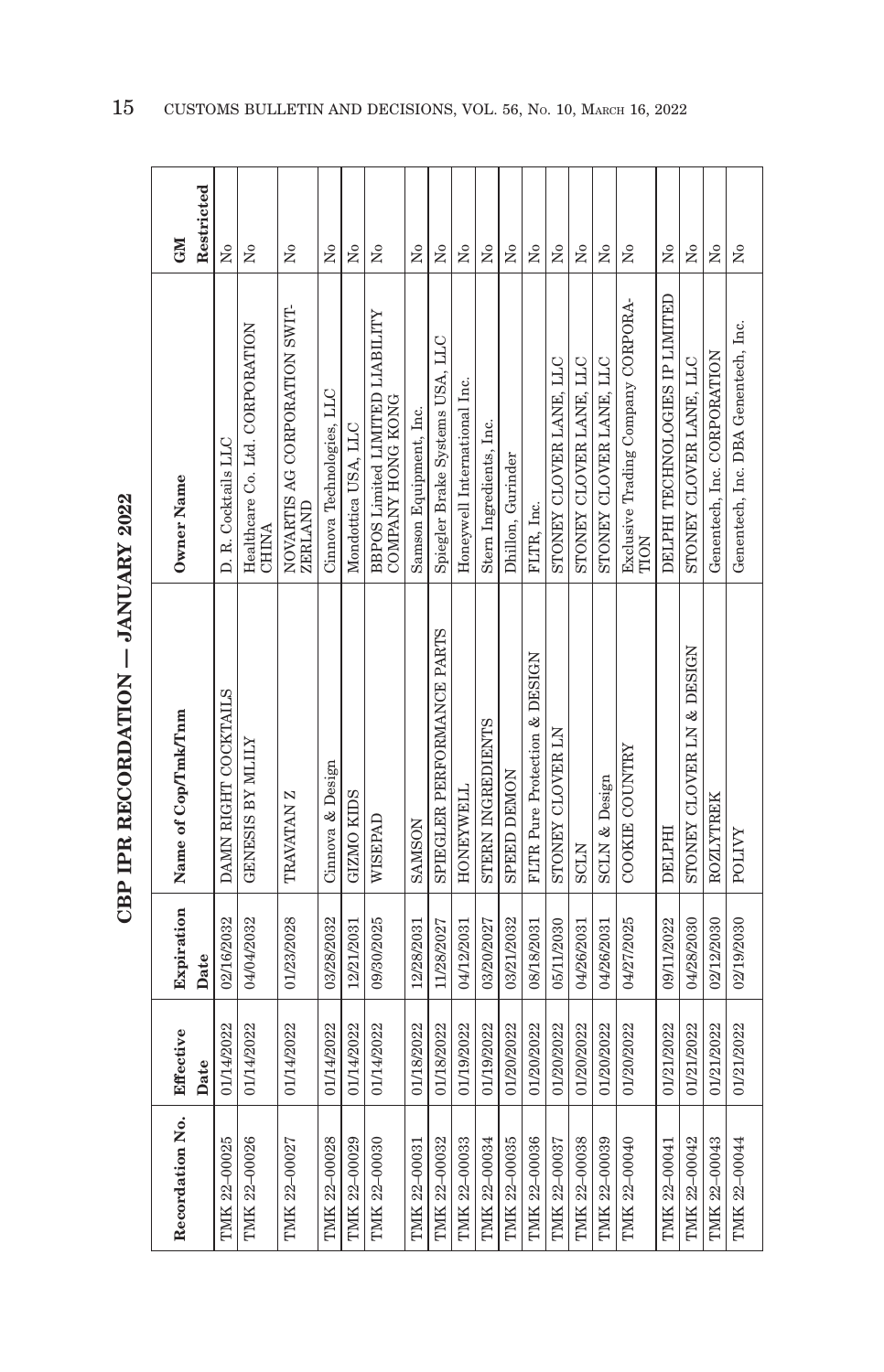# CBP IPR RECORDATION — JANUARY 2022

| Recordation No. | Effective Date | Expiration Date | Name of Cop/Tmk/Tnm | Owner Name | GM Restricted |
|---|---|---|---|---|---|
| TMK 22–00025 | 01/14/2022 | 02/16/2032 | DAMN RIGHT COCKTAILS | D. R. Cocktails LLC | No |
| TMK 22–00026 | 01/14/2022 | 04/04/2032 | GENESIS BY MLILY | Healthcare Co. Ltd. CORPORATION CHINA | No |
| TMK 22–00027 | 01/14/2022 | 01/23/2028 | TRAVATAN Z | NOVARTIS AG CORPORATION SWITZERLAND | No |
| TMK 22–00028 | 01/14/2022 | 03/28/2032 | Cinnova & Design | Cinnova Technologies, LLC | No |
| TMK 22–00029 | 01/14/2022 | 12/21/2031 | GIZMO KIDS | Mondottica USA, LLC | No |
| TMK 22–00030 | 01/14/2022 | 09/30/2025 | WISEPAD | BBPOS Limited LIMITED LIABILITY COMPANY HONG KONG | No |
| TMK 22–00031 | 01/18/2022 | 12/28/2031 | SAMSON | Samson Equipment, Inc. | No |
| TMK 22–00032 | 01/18/2022 | 11/28/2027 | SPIEGLER PERFORMANCE PARTS | Spiegler Brake Systems USA, LLC | No |
| TMK 22–00033 | 01/19/2022 | 04/12/2031 | HONEYWELL | Honeywell International Inc. | No |
| TMK 22–00034 | 01/19/2022 | 03/20/2027 | STERN INGREDIENTS | Stern Ingredients, Inc. | No |
| TMK 22–00035 | 01/20/2022 | 03/21/2032 | SPEED DEMON | Dhillon, Gurinder | No |
| TMK 22–00036 | 01/20/2022 | 08/18/2031 | FLTR Pure Protection & DESIGN | FLTR, Inc. | No |
| TMK 22–00037 | 01/20/2022 | 05/11/2030 | STONEY CLOVER LN | STONEY CLOVER LANE, LLC | No |
| TMK 22–00038 | 01/20/2022 | 04/26/2031 | SCLN | STONEY CLOVER LANE, LLC | No |
| TMK 22–00039 | 01/20/2022 | 04/26/2031 | SCLN & Design | STONEY CLOVER LANE, LLC | No |
| TMK 22–00040 | 01/20/2022 | 04/27/2025 | COOKIE COUNTRY | Exclusive Trading Company CORPORATION | No |
| TMK 22–00041 | 01/21/2022 | 09/11/2022 | DELPHI | DELPHI TECHNOLOGIES IP LIMITED | No |
| TMK 22–00042 | 01/21/2022 | 04/28/2030 | STONEY CLOVER LN & DESIGN | STONEY CLOVER LANE, LLC | No |
| TMK 22–00043 | 01/21/2022 | 02/12/2030 | ROZLYTREK | Genentech, Inc. CORPORATION | No |
| TMK 22–00044 | 01/21/2022 | 02/19/2030 | POLIVY | Genentech, Inc. DBA Genentech, Inc. | No |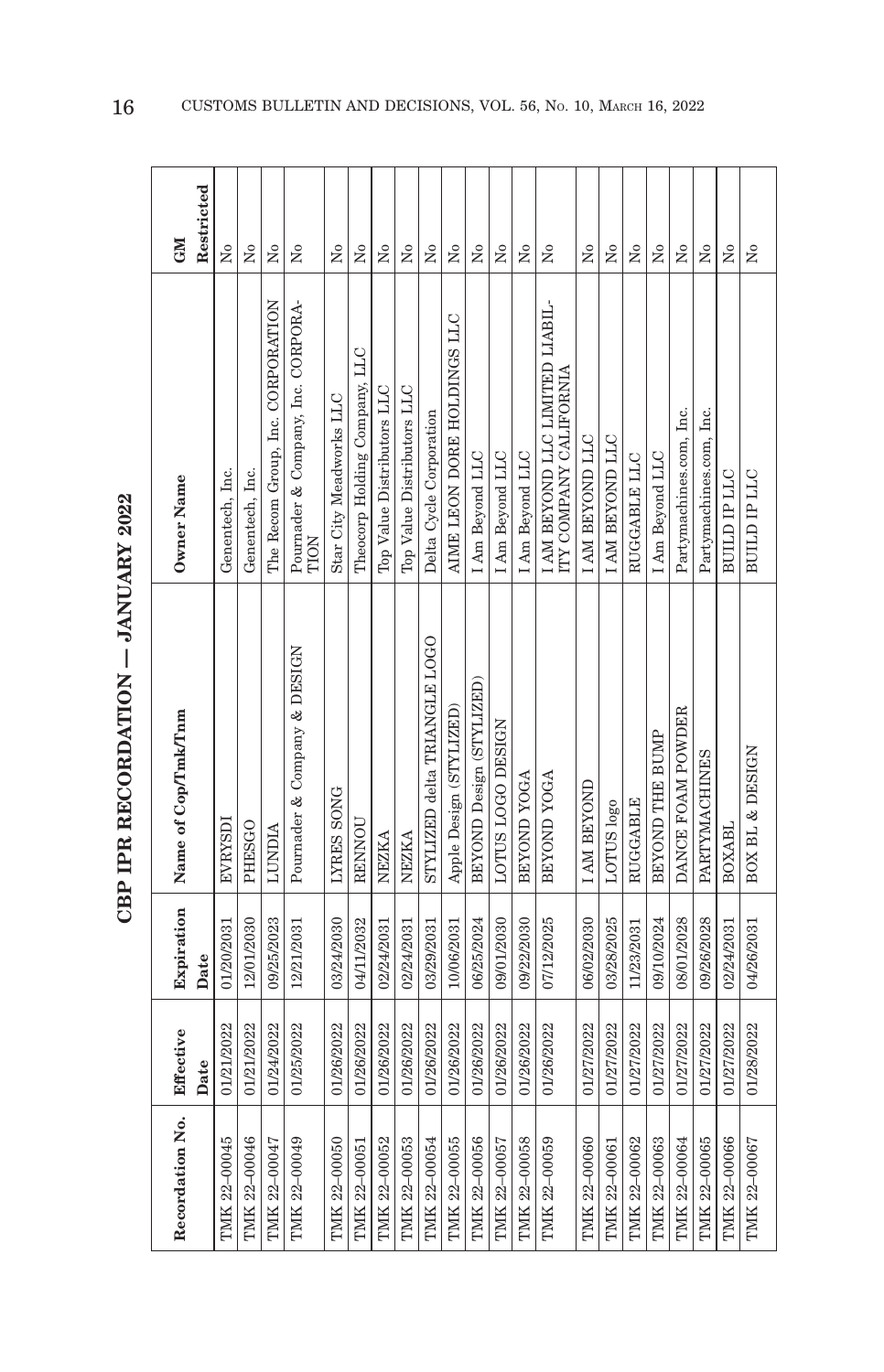# CBP IPR RECORDATION — JANUARY 2022

| Recordation No. | Effective Date | Expiration Date | Name of Cop/Tmk/Tnm | Owner Name | GM Restricted |
|---|---|---|---|---|---|
| TMK 22-00045 | 01/21/2022 | 01/20/2031 | EVRYSDI | Genentech, Inc. | No |
| TMK 22-00046 | 01/21/2022 | 12/01/2030 | PHESGO | Genentech, Inc. | No |
| TMK 22-00047 | 01/24/2022 | 09/25/2023 | LUNDIA | The Recom Group, Inc. CORPORATION | No |
| TMK 22-00049 | 01/25/2022 | 12/21/2031 | Pournader & Company & DESIGN | Pournader & Company, Inc. CORPORATION | No |
| TMK 22-00050 | 01/26/2022 | 03/24/2030 | LYRES SONG | Star City Meadworks LLC | No |
| TMK 22-00051 | 01/26/2022 | 04/11/2032 | RENNOU | Theocorp Holding Company, LLC | No |
| TMK 22-00052 | 01/26/2022 | 02/24/2031 | NEZKA | Top Value Distributors LLC | No |
| TMK 22-00053 | 01/26/2022 | 02/24/2031 | NEZKA | Top Value Distributors LLC | No |
| TMK 22-00054 | 01/26/2022 | 03/29/2031 | STYLIZED delta TRIANGLE LOGO | Delta Cycle Corporation | No |
| TMK 22-00055 | 01/26/2022 | 10/06/2031 | Apple Design (STYLIZED) | AIME LEON DORE HOLDINGS LLC | No |
| TMK 22-00056 | 01/26/2022 | 06/25/2024 | BEYOND Design (STYLIZED) | I Am Beyond LLC | No |
| TMK 22-00057 | 01/26/2022 | 09/01/2030 | LOTUS LOGO DESIGN | I Am Beyond LLC | No |
| TMK 22-00058 | 01/26/2022 | 09/22/2030 | BEYOND YOGA | I Am Beyond LLC | No |
| TMK 22-00059 | 01/26/2022 | 07/12/2025 | BEYOND YOGA | I AM BEYOND LLC LIMITED LIABILITY COMPANY CALIFORNIA | No |
| TMK 22-00060 | 01/27/2022 | 06/02/2030 | I AM BEYOND | I AM BEYOND LLC | No |
| TMK 22-00061 | 01/27/2022 | 03/28/2025 | LOTUS logo | I AM BEYOND LLC | No |
| TMK 22-00062 | 01/27/2022 | 11/23/2031 | RUGGABLE | RUGGABLE LLC | No |
| TMK 22-00063 | 01/27/2022 | 09/10/2024 | BEYOND THE BUMP | I Am Beyond LLC | No |
| TMK 22-00064 | 01/27/2022 | 08/01/2028 | DANCE FOAM POWDER | Partymachines.com, Inc. | No |
| TMK 22-00065 | 01/27/2022 | 09/26/2028 | PARTYMACHINES | Partymachines.com, Inc. | No |
| TMK 22-00066 | 01/27/2022 | 02/24/2031 | BOXABL | BUILD IP LLC | No |
| TMK 22-00067 | 01/28/2022 | 04/26/2031 | BOX BL & DESIGN | BUILD IP LLC | No |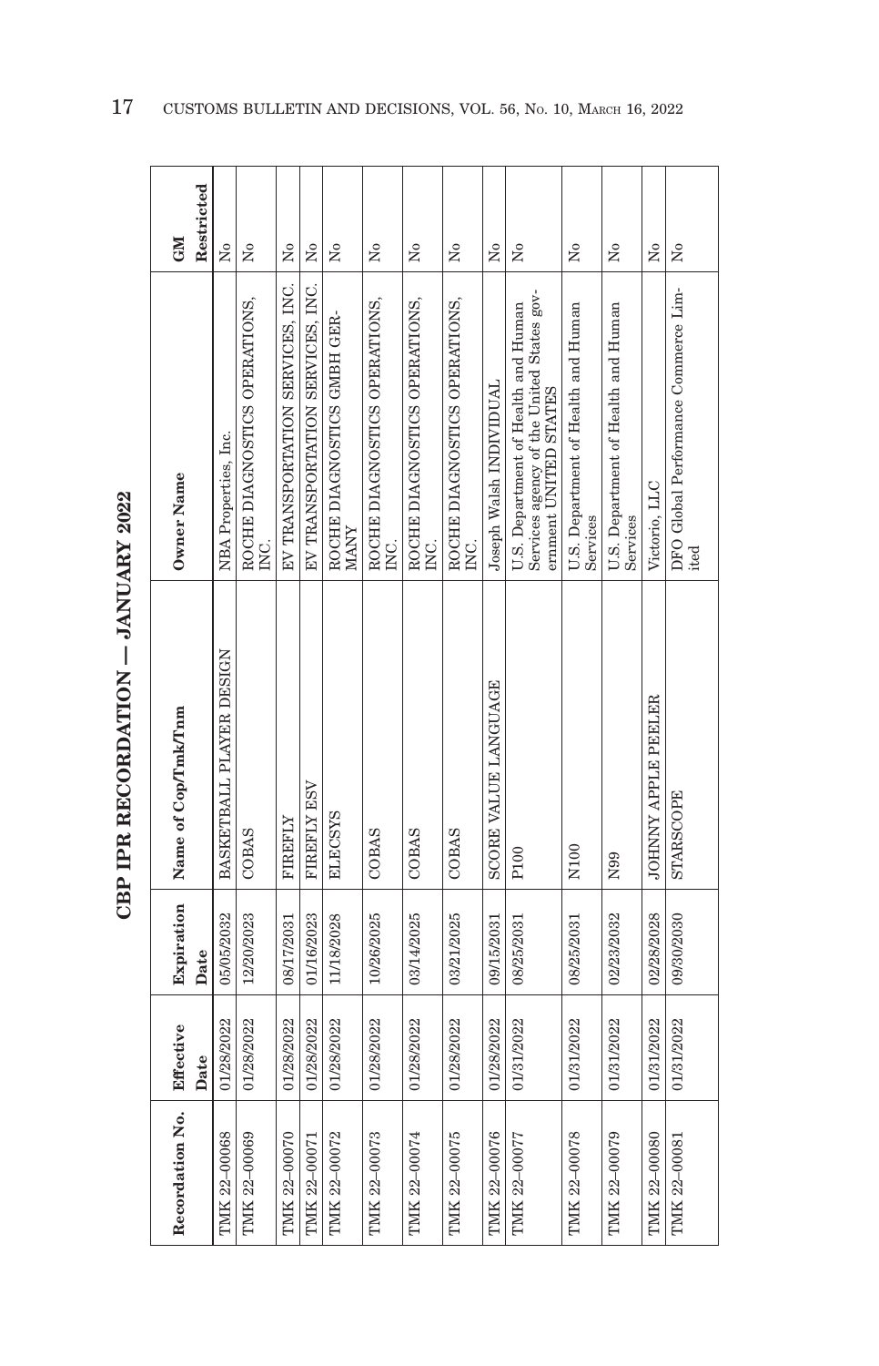# CBP IPR RECORDATION — JANUARY 2022

| Recordation No. | Effective Date | Expiration Date | Name of Cop/Tmk/Tnm | Owner Name | GM Restricted |
|---|---|---|---|---|---|
| TMK 22–00068 | 01/28/2022 | 05/05/2032 | BASKETBALL PLAYER DESIGN | NBA Properties, Inc. | No |
| TMK 22–00069 | 01/28/2022 | 12/20/2023 | COBAS | ROCHE DIAGNOSTICS OPERATIONS, INC. | No |
| TMK 22–00070 | 01/28/2022 | 08/17/2031 | FIREFLY | EV TRANSPORTATION SERVICES, INC. | No |
| TMK 22–00071 | 01/28/2022 | 01/16/2023 | FIREFLY ESV | EV TRANSPORTATION SERVICES, INC. | No |
| TMK 22–00072 | 01/28/2022 | 11/18/2028 | ELECSYS | ROCHE DIAGNOSTICS GMBH GERMANY | No |
| TMK 22–00073 | 01/28/2022 | 10/26/2025 | COBAS | ROCHE DIAGNOSTICS OPERATIONS, INC. | No |
| TMK 22–00074 | 01/28/2022 | 03/14/2025 | COBAS | ROCHE DIAGNOSTICS OPERATIONS, INC. | No |
| TMK 22–00075 | 01/28/2022 | 03/21/2025 | COBAS | ROCHE DIAGNOSTICS OPERATIONS, INC. | No |
| TMK 22–00076 | 01/28/2022 | 09/15/2031 | SCORE VALUE LANGUAGE | Joseph Walsh INDIVIDUAL | No |
| TMK 22–00077 | 01/31/2022 | 08/25/2031 | P100 | U.S. Department of Health and Human Services agency of the United States government UNITED STATES | No |
| TMK 22–00078 | 01/31/2022 | 08/25/2031 | N100 | U.S. Department of Health and Human Services | No |
| TMK 22–00079 | 01/31/2022 | 02/23/2032 | N99 | U.S. Department of Health and Human Services | No |
| TMK 22–00080 | 01/31/2022 | 02/28/2028 | JOHNNY APPLE PEELER | Victorio, LLC | No |
| TMK 22–00081 | 01/31/2022 | 09/30/2030 | STARSCOPE | DFO Global Performance Commerce Limited | No |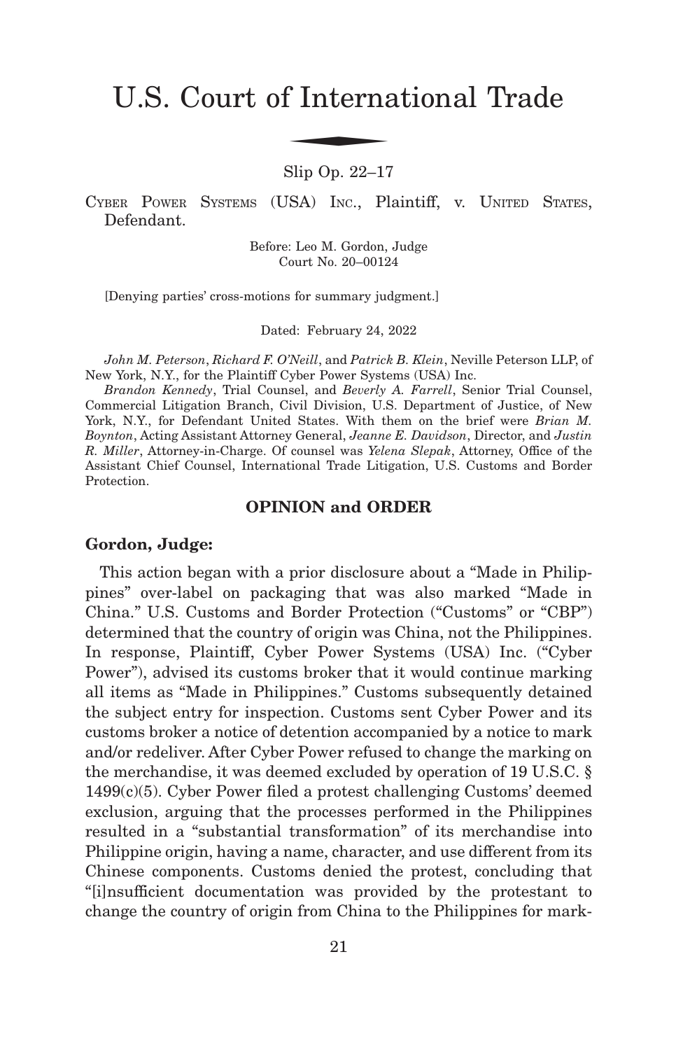# U.S. Court of International Trade

Slip Op. 22–17

CYBER POWER SYSTEMS (USA) INC., Plaintiff, v. UNITED STATES, Defendant.

Before: Leo M. Gordon, Judge
Court No. 20–00124

[Denying parties' cross-motions for summary judgment.]

Dated: February 24, 2022

*John M. Peterson*, *Richard F. O'Neill*, and *Patrick B. Klein*, Neville Peterson LLP, of New York, N.Y., for the Plaintiff Cyber Power Systems (USA) Inc.

*Brandon Kennedy*, Trial Counsel, and *Beverly A. Farrell*, Senior Trial Counsel, Commercial Litigation Branch, Civil Division, U.S. Department of Justice, of New York, N.Y., for Defendant United States. With them on the brief were *Brian M. Boynton*, Acting Assistant Attorney General, *Jeanne E. Davidson*, Director, and *Justin R. Miller*, Attorney-in-Charge. Of counsel was *Yelena Slepak*, Attorney, Office of the Assistant Chief Counsel, International Trade Litigation, U.S. Customs and Border Protection.

## OPINION and ORDER

**Gordon, Judge:**

This action began with a prior disclosure about a "Made in Philippines" over-label on packaging that was also marked "Made in China." U.S. Customs and Border Protection ("Customs" or "CBP") determined that the country of origin was China, not the Philippines. In response, Plaintiff, Cyber Power Systems (USA) Inc. ("Cyber Power"), advised its customs broker that it would continue marking all items as "Made in Philippines." Customs subsequently detained the subject entry for inspection. Customs sent Cyber Power and its customs broker a notice of detention accompanied by a notice to mark and/or redeliver. After Cyber Power refused to change the marking on the merchandise, it was deemed excluded by operation of 19 U.S.C. § 1499(c)(5). Cyber Power filed a protest challenging Customs' deemed exclusion, arguing that the processes performed in the Philippines resulted in a "substantial transformation" of its merchandise into Philippine origin, having a name, character, and use different from its Chinese components. Customs denied the protest, concluding that "[i]nsufficient documentation was provided by the protestant to change the country of origin from China to the Philippines for mark-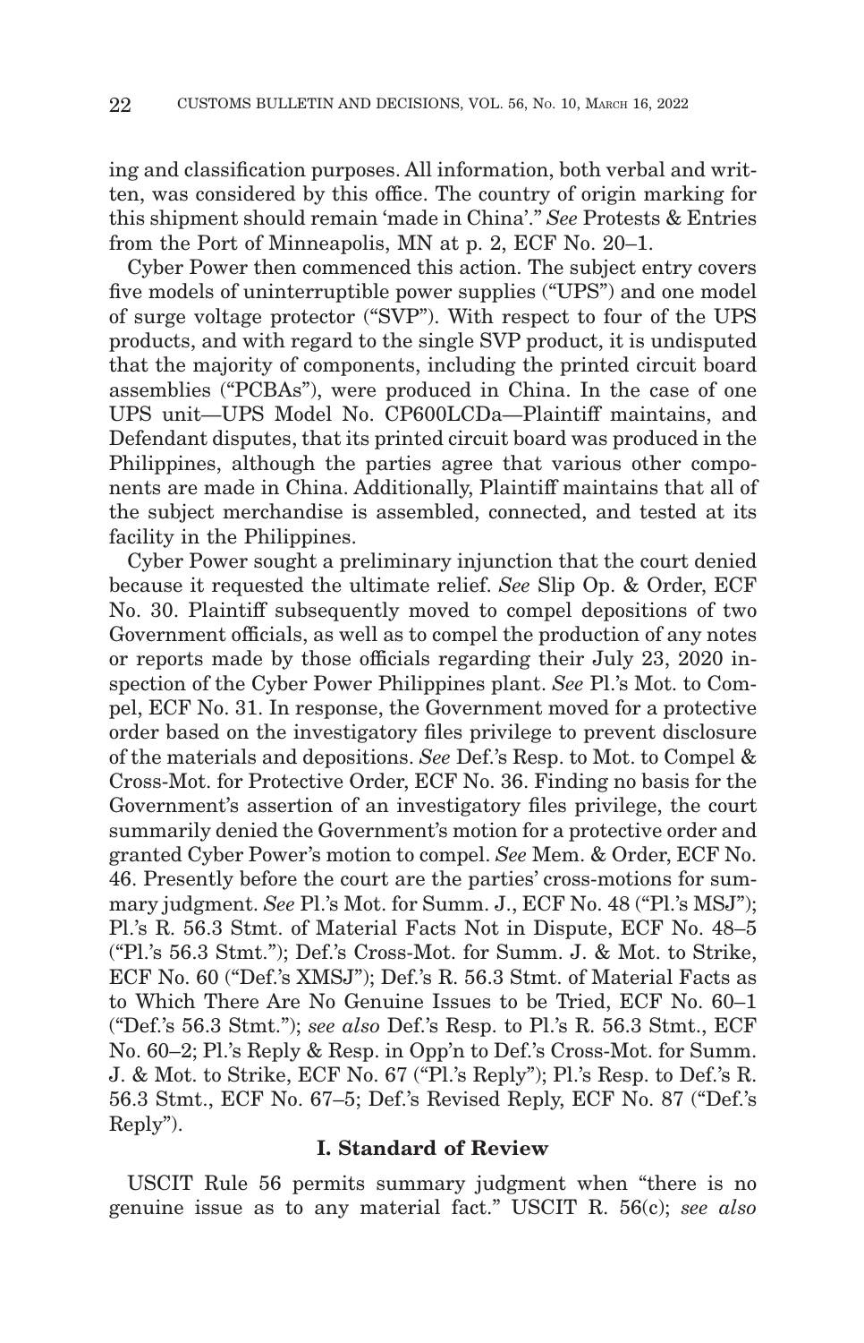ing and classification purposes. All information, both verbal and written, was considered by this office. The country of origin marking for this shipment should remain 'made in China'." *See* Protests & Entries from the Port of Minneapolis, MN at p. 2, ECF No. 20–1.

Cyber Power then commenced this action. The subject entry covers five models of uninterruptible power supplies ("UPS") and one model of surge voltage protector ("SVP"). With respect to four of the UPS products, and with regard to the single SVP product, it is undisputed that the majority of components, including the printed circuit board assemblies ("PCBAs"), were produced in China. In the case of one UPS unit—UPS Model No. CP600LCDa—Plaintiff maintains, and Defendant disputes, that its printed circuit board was produced in the Philippines, although the parties agree that various other components are made in China. Additionally, Plaintiff maintains that all of the subject merchandise is assembled, connected, and tested at its facility in the Philippines.

Cyber Power sought a preliminary injunction that the court denied because it requested the ultimate relief. *See* Slip Op. & Order, ECF No. 30. Plaintiff subsequently moved to compel depositions of two Government officials, as well as to compel the production of any notes or reports made by those officials regarding their July 23, 2020 inspection of the Cyber Power Philippines plant. *See* Pl.'s Mot. to Compel, ECF No. 31. In response, the Government moved for a protective order based on the investigatory files privilege to prevent disclosure of the materials and depositions. *See* Def.'s Resp. to Mot. to Compel & Cross-Mot. for Protective Order, ECF No. 36. Finding no basis for the Government's assertion of an investigatory files privilege, the court summarily denied the Government's motion for a protective order and granted Cyber Power's motion to compel. *See* Mem. & Order, ECF No. 46. Presently before the court are the parties' cross-motions for summary judgment. *See* Pl.'s Mot. for Summ. J., ECF No. 48 ("Pl.'s MSJ"); Pl.'s R. 56.3 Stmt. of Material Facts Not in Dispute, ECF No. 48–5 ("Pl.'s 56.3 Stmt."); Def.'s Cross-Mot. for Summ. J. & Mot. to Strike, ECF No. 60 ("Def.'s XMSJ"); Def.'s R. 56.3 Stmt. of Material Facts as to Which There Are No Genuine Issues to be Tried, ECF No. 60–1 ("Def.'s 56.3 Stmt."); *see also* Def.'s Resp. to Pl.'s R. 56.3 Stmt., ECF No. 60–2; Pl.'s Reply & Resp. in Opp'n to Def.'s Cross-Mot. for Summ. J. & Mot. to Strike, ECF No. 67 ("Pl.'s Reply"); Pl.'s Resp. to Def.'s R. 56.3 Stmt., ECF No. 67–5; Def.'s Revised Reply, ECF No. 87 ("Def.'s Reply").

## I. Standard of Review

USCIT Rule 56 permits summary judgment when "there is no genuine issue as to any material fact." USCIT R. 56(c); *see also*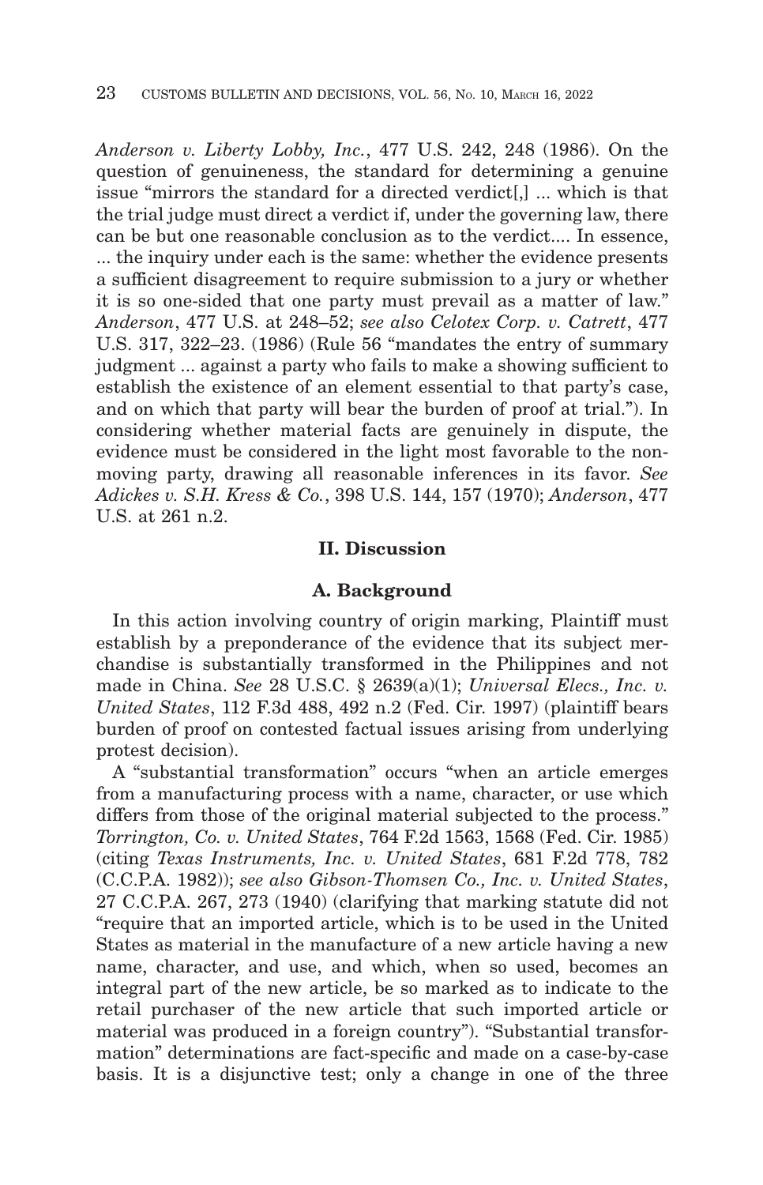*Anderson v. Liberty Lobby, Inc.*, 477 U.S. 242, 248 (1986). On the question of genuineness, the standard for determining a genuine issue "mirrors the standard for a directed verdict[,] ... which is that the trial judge must direct a verdict if, under the governing law, there can be but one reasonable conclusion as to the verdict.... In essence, ... the inquiry under each is the same: whether the evidence presents a sufficient disagreement to require submission to a jury or whether it is so one-sided that one party must prevail as a matter of law." *Anderson*, 477 U.S. at 248–52; *see also Celotex Corp. v. Catrett*, 477 U.S. 317, 322–23. (1986) (Rule 56 "mandates the entry of summary judgment ... against a party who fails to make a showing sufficient to establish the existence of an element essential to that party's case, and on which that party will bear the burden of proof at trial."). In considering whether material facts are genuinely in dispute, the evidence must be considered in the light most favorable to the non-moving party, drawing all reasonable inferences in its favor. *See Adickes v. S.H. Kress & Co.*, 398 U.S. 144, 157 (1970); *Anderson*, 477 U.S. at 261 n.2.

## II. Discussion

### A. Background

In this action involving country of origin marking, Plaintiff must establish by a preponderance of the evidence that its subject merchandise is substantially transformed in the Philippines and not made in China. *See* 28 U.S.C. § 2639(a)(1); *Universal Elecs., Inc. v. United States*, 112 F.3d 488, 492 n.2 (Fed. Cir. 1997) (plaintiff bears burden of proof on contested factual issues arising from underlying protest decision).

A "substantial transformation" occurs "when an article emerges from a manufacturing process with a name, character, or use which differs from those of the original material subjected to the process." *Torrington, Co. v. United States*, 764 F.2d 1563, 1568 (Fed. Cir. 1985) (citing *Texas Instruments, Inc. v. United States*, 681 F.2d 778, 782 (C.C.P.A. 1982)); *see also Gibson-Thomsen Co., Inc. v. United States*, 27 C.C.P.A. 267, 273 (1940) (clarifying that marking statute did not "require that an imported article, which is to be used in the United States as material in the manufacture of a new article having a new name, character, and use, and which, when so used, becomes an integral part of the new article, be so marked as to indicate to the retail purchaser of the new article that such imported article or material was produced in a foreign country"). "Substantial transformation" determinations are fact-specific and made on a case-by-case basis. It is a disjunctive test; only a change in one of the three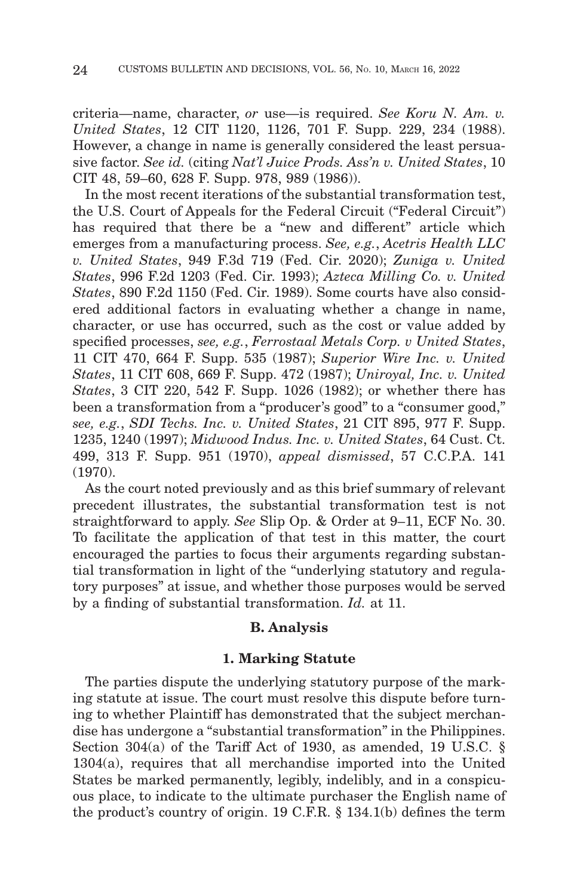criteria—name, character, *or* use—is required. *See Koru N. Am. v. United States*, 12 CIT 1120, 1126, 701 F. Supp. 229, 234 (1988). However, a change in name is generally considered the least persuasive factor. *See id.* (citing *Nat'l Juice Prods. Ass'n v. United States*, 10 CIT 48, 59–60, 628 F. Supp. 978, 989 (1986)).

In the most recent iterations of the substantial transformation test, the U.S. Court of Appeals for the Federal Circuit ("Federal Circuit") has required that there be a "new and different" article which emerges from a manufacturing process. *See, e.g.*, *Acetris Health LLC v. United States*, 949 F.3d 719 (Fed. Cir. 2020); *Zuniga v. United States*, 996 F.2d 1203 (Fed. Cir. 1993); *Azteca Milling Co. v. United States*, 890 F.2d 1150 (Fed. Cir. 1989). Some courts have also considered additional factors in evaluating whether a change in name, character, or use has occurred, such as the cost or value added by specified processes, *see, e.g.*, *Ferrostaal Metals Corp. v United States*, 11 CIT 470, 664 F. Supp. 535 (1987); *Superior Wire Inc. v. United States*, 11 CIT 608, 669 F. Supp. 472 (1987); *Uniroyal, Inc. v. United States*, 3 CIT 220, 542 F. Supp. 1026 (1982); or whether there has been a transformation from a "producer's good" to a "consumer good," *see, e.g.*, *SDI Techs. Inc. v. United States*, 21 CIT 895, 977 F. Supp. 1235, 1240 (1997); *Midwood Indus. Inc. v. United States*, 64 Cust. Ct. 499, 313 F. Supp. 951 (1970), *appeal dismissed*, 57 C.C.P.A. 141 (1970).

As the court noted previously and as this brief summary of relevant precedent illustrates, the substantial transformation test is not straightforward to apply. *See* Slip Op. & Order at 9–11, ECF No. 30. To facilitate the application of that test in this matter, the court encouraged the parties to focus their arguments regarding substantial transformation in light of the "underlying statutory and regulatory purposes" at issue, and whether those purposes would be served by a finding of substantial transformation. *Id.* at 11.

## B. Analysis

### 1. Marking Statute

The parties dispute the underlying statutory purpose of the marking statute at issue. The court must resolve this dispute before turning to whether Plaintiff has demonstrated that the subject merchandise has undergone a "substantial transformation" in the Philippines. Section 304(a) of the Tariff Act of 1930, as amended, 19 U.S.C. § 1304(a), requires that all merchandise imported into the United States be marked permanently, legibly, indelibly, and in a conspicuous place, to indicate to the ultimate purchaser the English name of the product's country of origin. 19 C.F.R. § 134.1(b) defines the term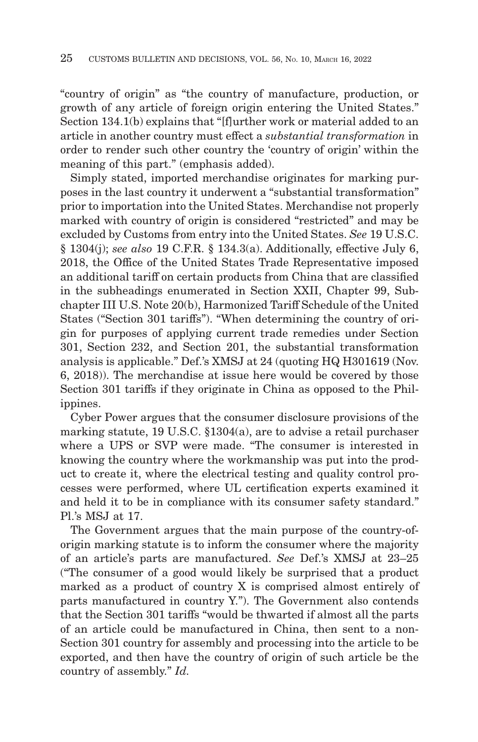"country of origin" as "the country of manufacture, production, or growth of any article of foreign origin entering the United States." Section 134.1(b) explains that "[f]urther work or material added to an article in another country must effect a *substantial transformation* in order to render such other country the 'country of origin' within the meaning of this part." (emphasis added).

Simply stated, imported merchandise originates for marking purposes in the last country it underwent a "substantial transformation" prior to importation into the United States. Merchandise not properly marked with country of origin is considered "restricted" and may be excluded by Customs from entry into the United States. *See* 19 U.S.C. § 1304(j); *see also* 19 C.F.R. § 134.3(a). Additionally, effective July 6, 2018, the Office of the United States Trade Representative imposed an additional tariff on certain products from China that are classified in the subheadings enumerated in Section XXII, Chapter 99, Subchapter III U.S. Note 20(b), Harmonized Tariff Schedule of the United States ("Section 301 tariffs"). "When determining the country of origin for purposes of applying current trade remedies under Section 301, Section 232, and Section 201, the substantial transformation analysis is applicable." Def.'s XMSJ at 24 (quoting HQ H301619 (Nov. 6, 2018)). The merchandise at issue here would be covered by those Section 301 tariffs if they originate in China as opposed to the Philippines.

Cyber Power argues that the consumer disclosure provisions of the marking statute, 19 U.S.C. §1304(a), are to advise a retail purchaser where a UPS or SVP were made. "The consumer is interested in knowing the country where the workmanship was put into the product to create it, where the electrical testing and quality control processes were performed, where UL certification experts examined it and held it to be in compliance with its consumer safety standard." Pl.'s MSJ at 17.

The Government argues that the main purpose of the country-of-origin marking statute is to inform the consumer where the majority of an article's parts are manufactured. *See* Def.'s XMSJ at 23–25 ("The consumer of a good would likely be surprised that a product marked as a product of country X is comprised almost entirely of parts manufactured in country Y."). The Government also contends that the Section 301 tariffs "would be thwarted if almost all the parts of an article could be manufactured in China, then sent to a non-Section 301 country for assembly and processing into the article to be exported, and then have the country of origin of such article be the country of assembly." *Id.*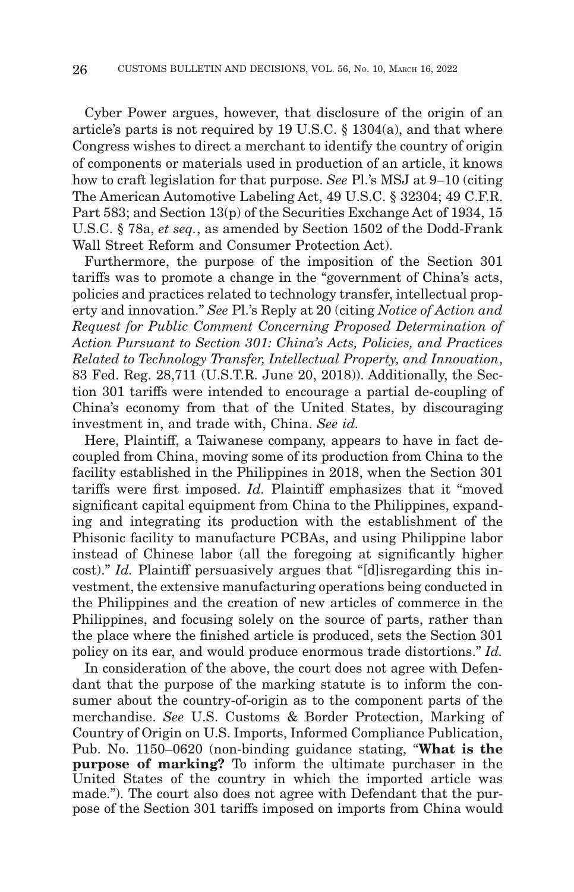Cyber Power argues, however, that disclosure of the origin of an article's parts is not required by 19 U.S.C. § 1304(a), and that where Congress wishes to direct a merchant to identify the country of origin of components or materials used in production of an article, it knows how to craft legislation for that purpose. *See* Pl.'s MSJ at 9–10 (citing The American Automotive Labeling Act, 49 U.S.C. § 32304; 49 C.F.R. Part 583; and Section 13(p) of the Securities Exchange Act of 1934, 15 U.S.C. § 78a, *et seq.*, as amended by Section 1502 of the Dodd-Frank Wall Street Reform and Consumer Protection Act).

Furthermore, the purpose of the imposition of the Section 301 tariffs was to promote a change in the "government of China's acts, policies and practices related to technology transfer, intellectual property and innovation." *See* Pl.'s Reply at 20 (citing *Notice of Action and Request for Public Comment Concerning Proposed Determination of Action Pursuant to Section 301: China's Acts, Policies, and Practices Related to Technology Transfer, Intellectual Property, and Innovation*, 83 Fed. Reg. 28,711 (U.S.T.R. June 20, 2018)). Additionally, the Section 301 tariffs were intended to encourage a partial de-coupling of China's economy from that of the United States, by discouraging investment in, and trade with, China. *See id.*

Here, Plaintiff, a Taiwanese company, appears to have in fact decoupled from China, moving some of its production from China to the facility established in the Philippines in 2018, when the Section 301 tariffs were first imposed. *Id.* Plaintiff emphasizes that it "moved significant capital equipment from China to the Philippines, expanding and integrating its production with the establishment of the Phisonic facility to manufacture PCBAs, and using Philippine labor instead of Chinese labor (all the foregoing at significantly higher cost)." *Id.* Plaintiff persuasively argues that "[d]isregarding this investment, the extensive manufacturing operations being conducted in the Philippines and the creation of new articles of commerce in the Philippines, and focusing solely on the source of parts, rather than the place where the finished article is produced, sets the Section 301 policy on its ear, and would produce enormous trade distortions." *Id.*

In consideration of the above, the court does not agree with Defendant that the purpose of the marking statute is to inform the consumer about the country-of-origin as to the component parts of the merchandise. *See* U.S. Customs & Border Protection, Marking of Country of Origin on U.S. Imports, Informed Compliance Publication, Pub. No. 1150–0620 (non-binding guidance stating, "**What is the purpose of marking?** To inform the ultimate purchaser in the United States of the country in which the imported article was made."). The court also does not agree with Defendant that the purpose of the Section 301 tariffs imposed on imports from China would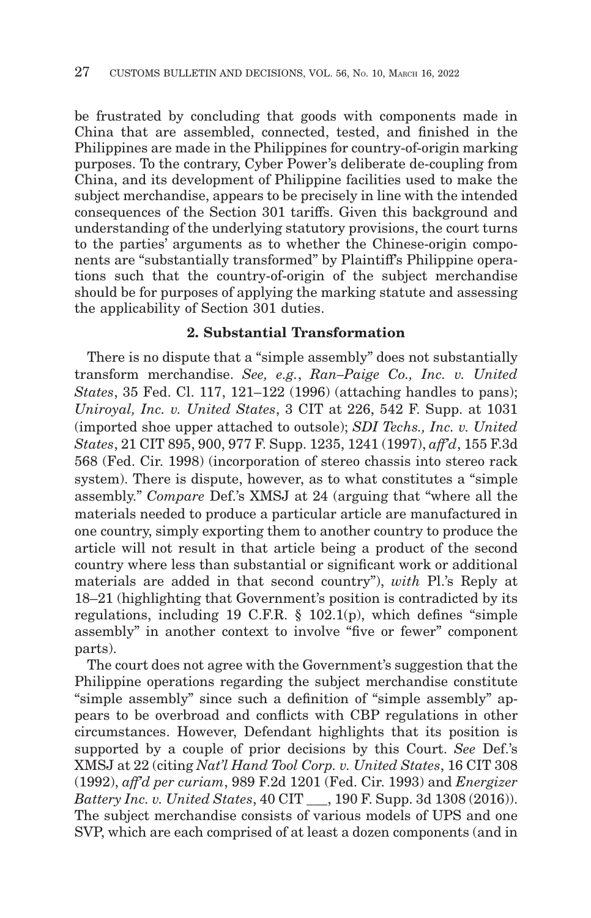be frustrated by concluding that goods with components made in China that are assembled, connected, tested, and finished in the Philippines are made in the Philippines for country-of-origin marking purposes. To the contrary, Cyber Power's deliberate de-coupling from China, and its development of Philippine facilities used to make the subject merchandise, appears to be precisely in line with the intended consequences of the Section 301 tariffs. Given this background and understanding of the underlying statutory provisions, the court turns to the parties' arguments as to whether the Chinese-origin components are "substantially transformed" by Plaintiff's Philippine operations such that the country-of-origin of the subject merchandise should be for purposes of applying the marking statute and assessing the applicability of Section 301 duties.

### 2. Substantial Transformation

There is no dispute that a "simple assembly" does not substantially transform merchandise. *See, e.g.*, *Ran–Paige Co., Inc. v. United States*, 35 Fed. Cl. 117, 121–122 (1996) (attaching handles to pans); *Uniroyal, Inc. v. United States*, 3 CIT at 226, 542 F. Supp. at 1031 (imported shoe upper attached to outsole); *SDI Techs., Inc. v. United States*, 21 CIT 895, 900, 977 F. Supp. 1235, 1241 (1997), *aff'd*, 155 F.3d 568 (Fed. Cir. 1998) (incorporation of stereo chassis into stereo rack system). There is dispute, however, as to what constitutes a "simple assembly." *Compare* Def.'s XMSJ at 24 (arguing that "where all the materials needed to produce a particular article are manufactured in one country, simply exporting them to another country to produce the article will not result in that article being a product of the second country where less than substantial or significant work or additional materials are added in that second country"), *with* Pl.'s Reply at 18–21 (highlighting that Government's position is contradicted by its regulations, including 19 C.F.R. § 102.1(p), which defines "simple assembly" in another context to involve "five or fewer" component parts).

The court does not agree with the Government's suggestion that the Philippine operations regarding the subject merchandise constitute "simple assembly" since such a definition of "simple assembly" appears to be overbroad and conflicts with CBP regulations in other circumstances. However, Defendant highlights that its position is supported by a couple of prior decisions by this Court. *See* Def.'s XMSJ at 22 (citing *Nat'l Hand Tool Corp. v. United States*, 16 CIT 308 (1992), *aff'd per curiam*, 989 F.2d 1201 (Fed. Cir. 1993) and *Energizer Battery Inc. v. United States*, 40 CIT ___, 190 F. Supp. 3d 1308 (2016)). The subject merchandise consists of various models of UPS and one SVP, which are each comprised of at least a dozen components (and in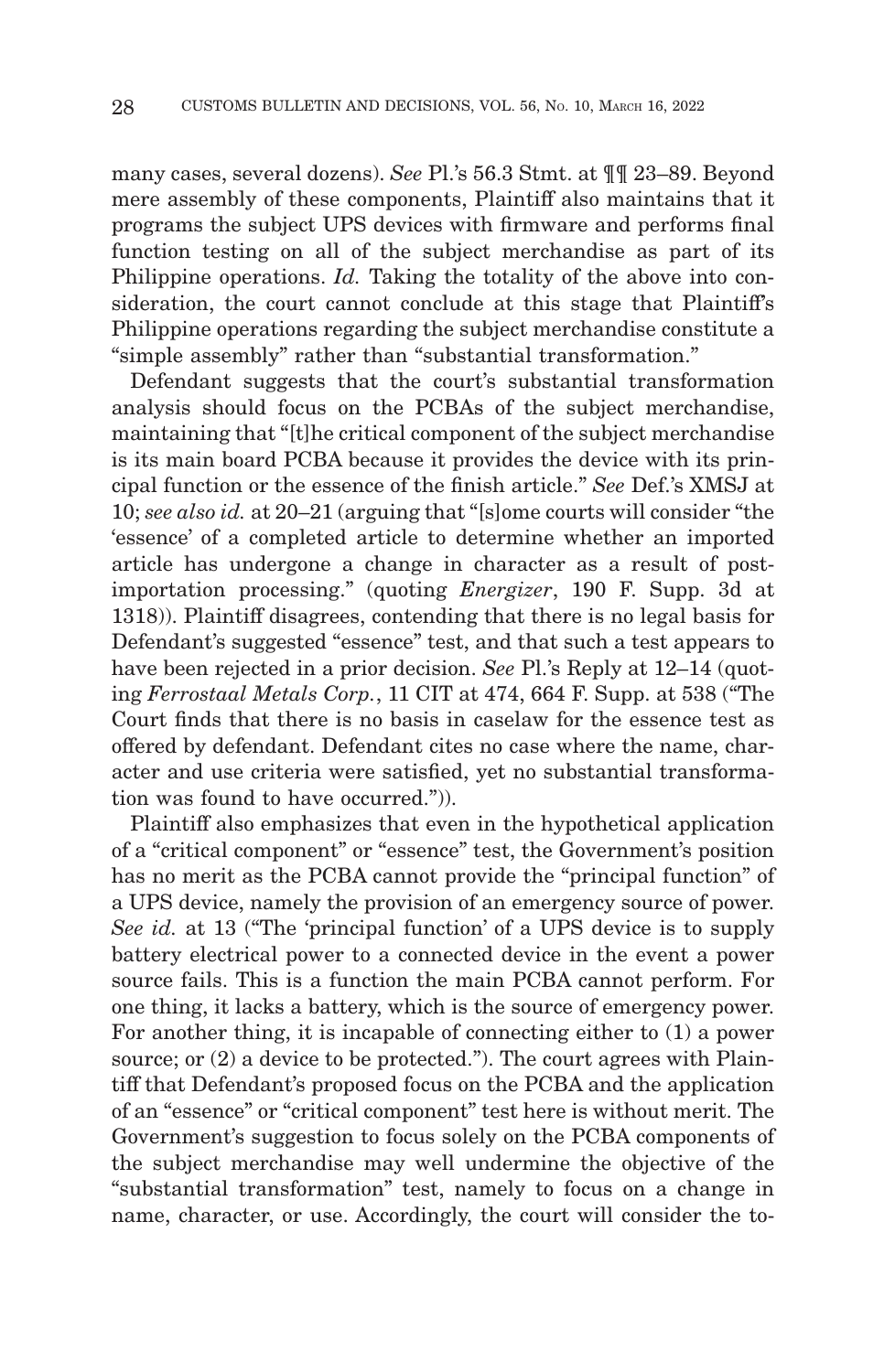many cases, several dozens). *See* Pl.'s 56.3 Stmt. at ¶¶ 23–89. Beyond mere assembly of these components, Plaintiff also maintains that it programs the subject UPS devices with firmware and performs final function testing on all of the subject merchandise as part of its Philippine operations. *Id.* Taking the totality of the above into consideration, the court cannot conclude at this stage that Plaintiff's Philippine operations regarding the subject merchandise constitute a "simple assembly" rather than "substantial transformation."

Defendant suggests that the court's substantial transformation analysis should focus on the PCBAs of the subject merchandise, maintaining that "[t]he critical component of the subject merchandise is its main board PCBA because it provides the device with its principal function or the essence of the finish article." *See* Def.'s XMSJ at 10; *see also id.* at 20–21 (arguing that "[s]ome courts will consider "the 'essence' of a completed article to determine whether an imported article has undergone a change in character as a result of post-importation processing." (quoting *Energizer*, 190 F. Supp. 3d at 1318)). Plaintiff disagrees, contending that there is no legal basis for Defendant's suggested "essence" test, and that such a test appears to have been rejected in a prior decision. *See* Pl.'s Reply at 12–14 (quoting *Ferrostaal Metals Corp.*, 11 CIT at 474, 664 F. Supp. at 538 ("The Court finds that there is no basis in caselaw for the essence test as offered by defendant. Defendant cites no case where the name, character and use criteria were satisfied, yet no substantial transformation was found to have occurred.")).

Plaintiff also emphasizes that even in the hypothetical application of a "critical component" or "essence" test, the Government's position has no merit as the PCBA cannot provide the "principal function" of a UPS device, namely the provision of an emergency source of power. *See id.* at 13 ("The 'principal function' of a UPS device is to supply battery electrical power to a connected device in the event a power source fails. This is a function the main PCBA cannot perform. For one thing, it lacks a battery, which is the source of emergency power. For another thing, it is incapable of connecting either to (1) a power source; or (2) a device to be protected."). The court agrees with Plaintiff that Defendant's proposed focus on the PCBA and the application of an "essence" or "critical component" test here is without merit. The Government's suggestion to focus solely on the PCBA components of the subject merchandise may well undermine the objective of the "substantial transformation" test, namely to focus on a change in name, character, or use. Accordingly, the court will consider the to-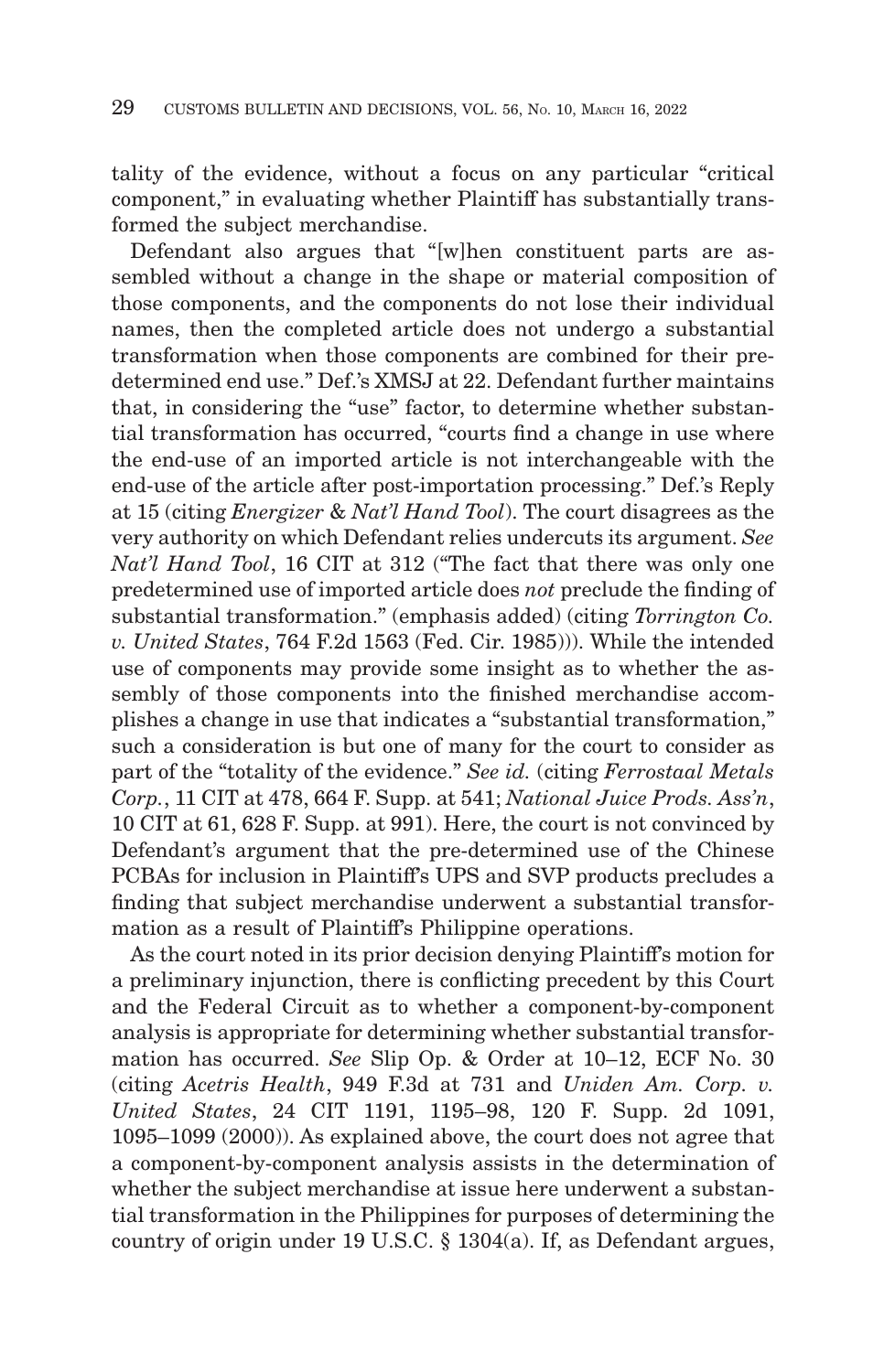tality of the evidence, without a focus on any particular "critical component," in evaluating whether Plaintiff has substantially transformed the subject merchandise.

Defendant also argues that "[w]hen constituent parts are assembled without a change in the shape or material composition of those components, and the components do not lose their individual names, then the completed article does not undergo a substantial transformation when those components are combined for their predetermined end use." Def.'s XMSJ at 22. Defendant further maintains that, in considering the "use" factor, to determine whether substantial transformation has occurred, "courts find a change in use where the end-use of an imported article is not interchangeable with the end-use of the article after post-importation processing." Def.'s Reply at 15 (citing *Energizer* & *Nat'l Hand Tool*). The court disagrees as the very authority on which Defendant relies undercuts its argument. *See Nat'l Hand Tool*, 16 CIT at 312 ("The fact that there was only one predetermined use of imported article does *not* preclude the finding of substantial transformation." (emphasis added) (citing *Torrington Co. v. United States*, 764 F.2d 1563 (Fed. Cir. 1985))). While the intended use of components may provide some insight as to whether the assembly of those components into the finished merchandise accomplishes a change in use that indicates a "substantial transformation," such a consideration is but one of many for the court to consider as part of the "totality of the evidence." *See id.* (citing *Ferrostaal Metals Corp.*, 11 CIT at 478, 664 F. Supp. at 541; *National Juice Prods. Ass'n*, 10 CIT at 61, 628 F. Supp. at 991). Here, the court is not convinced by Defendant's argument that the pre-determined use of the Chinese PCBAs for inclusion in Plaintiff's UPS and SVP products precludes a finding that subject merchandise underwent a substantial transformation as a result of Plaintiff's Philippine operations.

As the court noted in its prior decision denying Plaintiff's motion for a preliminary injunction, there is conflicting precedent by this Court and the Federal Circuit as to whether a component-by-component analysis is appropriate for determining whether substantial transformation has occurred. *See* Slip Op. & Order at 10–12, ECF No. 30 (citing *Acetris Health*, 949 F.3d at 731 and *Uniden Am. Corp. v. United States*, 24 CIT 1191, 1195–98, 120 F. Supp. 2d 1091, 1095–1099 (2000)). As explained above, the court does not agree that a component-by-component analysis assists in the determination of whether the subject merchandise at issue here underwent a substantial transformation in the Philippines for purposes of determining the country of origin under 19 U.S.C. § 1304(a). If, as Defendant argues,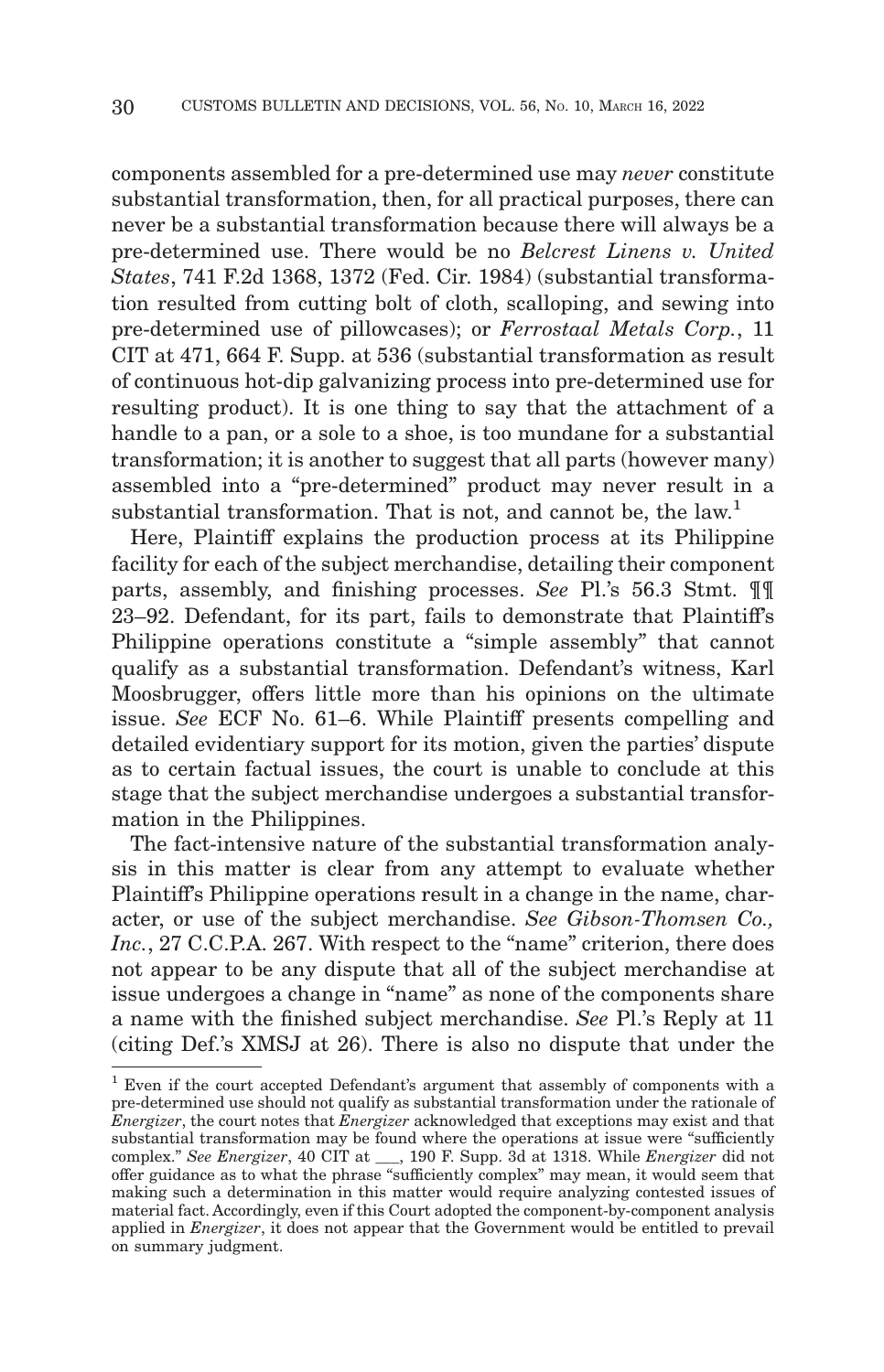components assembled for a pre-determined use may *never* constitute substantial transformation, then, for all practical purposes, there can never be a substantial transformation because there will always be a pre-determined use. There would be no *Belcrest Linens v. United States*, 741 F.2d 1368, 1372 (Fed. Cir. 1984) (substantial transformation resulted from cutting bolt of cloth, scalloping, and sewing into pre-determined use of pillowcases); or *Ferrostaal Metals Corp.*, 11 CIT at 471, 664 F. Supp. at 536 (substantial transformation as result of continuous hot-dip galvanizing process into pre-determined use for resulting product). It is one thing to say that the attachment of a handle to a pan, or a sole to a shoe, is too mundane for a substantial transformation; it is another to suggest that all parts (however many) assembled into a "pre-determined" product may never result in a substantial transformation. That is not, and cannot be, the law.[1]

Here, Plaintiff explains the production process at its Philippine facility for each of the subject merchandise, detailing their component parts, assembly, and finishing processes. *See* Pl.'s 56.3 Stmt. ¶¶ 23–92. Defendant, for its part, fails to demonstrate that Plaintiff's Philippine operations constitute a "simple assembly" that cannot qualify as a substantial transformation. Defendant's witness, Karl Moosbrugger, offers little more than his opinions on the ultimate issue. *See* ECF No. 61–6. While Plaintiff presents compelling and detailed evidentiary support for its motion, given the parties' dispute as to certain factual issues, the court is unable to conclude at this stage that the subject merchandise undergoes a substantial transformation in the Philippines.

The fact-intensive nature of the substantial transformation analysis in this matter is clear from any attempt to evaluate whether Plaintiff's Philippine operations result in a change in the name, character, or use of the subject merchandise. *See Gibson-Thomsen Co., Inc.*, 27 C.C.P.A. 267. With respect to the "name" criterion, there does not appear to be any dispute that all of the subject merchandise at issue undergoes a change in "name" as none of the components share a name with the finished subject merchandise. *See* Pl.'s Reply at 11 (citing Def.'s XMSJ at 26). There is also no dispute that under the

---

[1] Even if the court accepted Defendant's argument that assembly of components with a pre-determined use should not qualify as substantial transformation under the rationale of *Energizer*, the court notes that *Energizer* acknowledged that exceptions may exist and that substantial transformation may be found where the operations at issue were "sufficiently complex." *See Energizer*, 40 CIT at ___, 190 F. Supp. 3d at 1318. While *Energizer* did not offer guidance as to what the phrase "sufficiently complex" may mean, it would seem that making such a determination in this matter would require analyzing contested issues of material fact. Accordingly, even if this Court adopted the component-by-component analysis applied in *Energizer*, it does not appear that the Government would be entitled to prevail on summary judgment.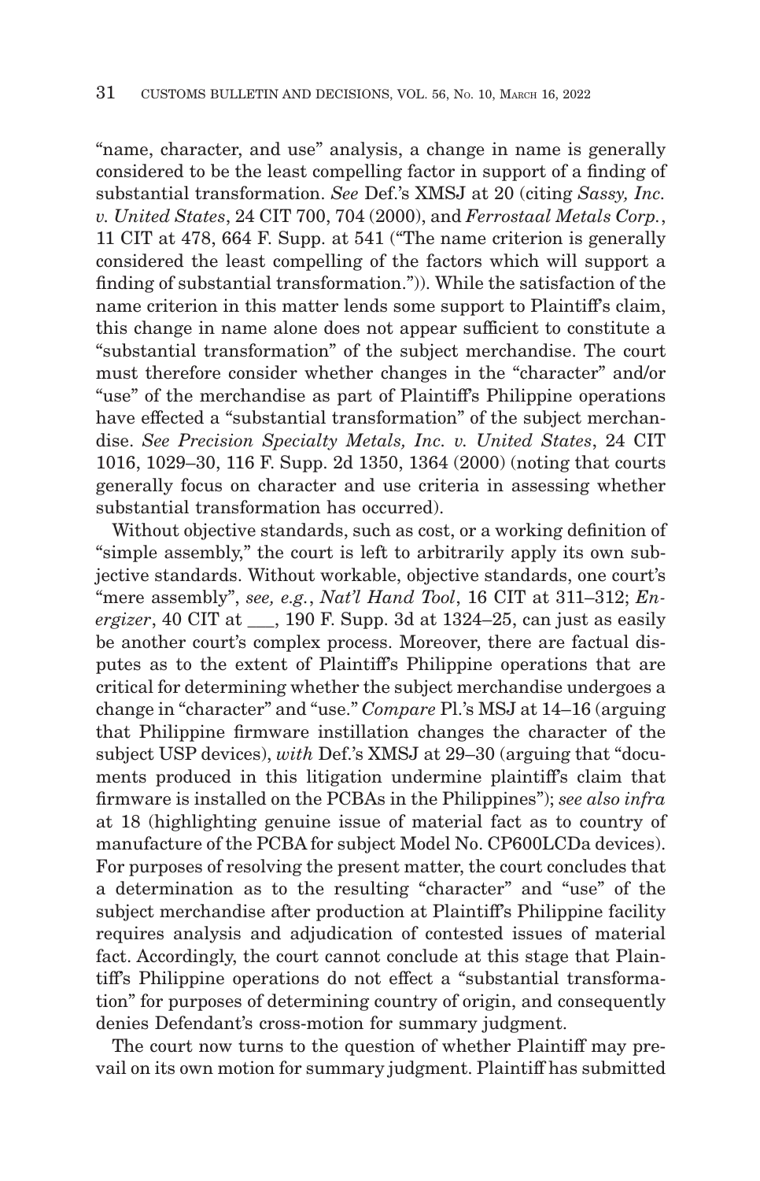"name, character, and use" analysis, a change in name is generally considered to be the least compelling factor in support of a finding of substantial transformation. *See* Def.'s XMSJ at 20 (citing *Sassy, Inc. v. United States*, 24 CIT 700, 704 (2000), and *Ferrostaal Metals Corp.*, 11 CIT at 478, 664 F. Supp. at 541 ("The name criterion is generally considered the least compelling of the factors which will support a finding of substantial transformation.")). While the satisfaction of the name criterion in this matter lends some support to Plaintiff's claim, this change in name alone does not appear sufficient to constitute a "substantial transformation" of the subject merchandise. The court must therefore consider whether changes in the "character" and/or "use" of the merchandise as part of Plaintiff's Philippine operations have effected a "substantial transformation" of the subject merchandise. *See Precision Specialty Metals, Inc. v. United States*, 24 CIT 1016, 1029–30, 116 F. Supp. 2d 1350, 1364 (2000) (noting that courts generally focus on character and use criteria in assessing whether substantial transformation has occurred).

Without objective standards, such as cost, or a working definition of "simple assembly," the court is left to arbitrarily apply its own subjective standards. Without workable, objective standards, one court's "mere assembly", *see, e.g.*, *Nat'l Hand Tool*, 16 CIT at 311–312; *Energizer*, 40 CIT at ___, 190 F. Supp. 3d at 1324–25, can just as easily be another court's complex process. Moreover, there are factual disputes as to the extent of Plaintiff's Philippine operations that are critical for determining whether the subject merchandise undergoes a change in "character" and "use." *Compare* Pl.'s MSJ at 14–16 (arguing that Philippine firmware instillation changes the character of the subject USP devices), *with* Def.'s XMSJ at 29–30 (arguing that "documents produced in this litigation undermine plaintiff's claim that firmware is installed on the PCBAs in the Philippines"); *see also infra* at 18 (highlighting genuine issue of material fact as to country of manufacture of the PCBA for subject Model No. CP600LCDa devices). For purposes of resolving the present matter, the court concludes that a determination as to the resulting "character" and "use" of the subject merchandise after production at Plaintiff's Philippine facility requires analysis and adjudication of contested issues of material fact. Accordingly, the court cannot conclude at this stage that Plaintiff's Philippine operations do not effect a "substantial transformation" for purposes of determining country of origin, and consequently denies Defendant's cross-motion for summary judgment.

The court now turns to the question of whether Plaintiff may prevail on its own motion for summary judgment. Plaintiff has submitted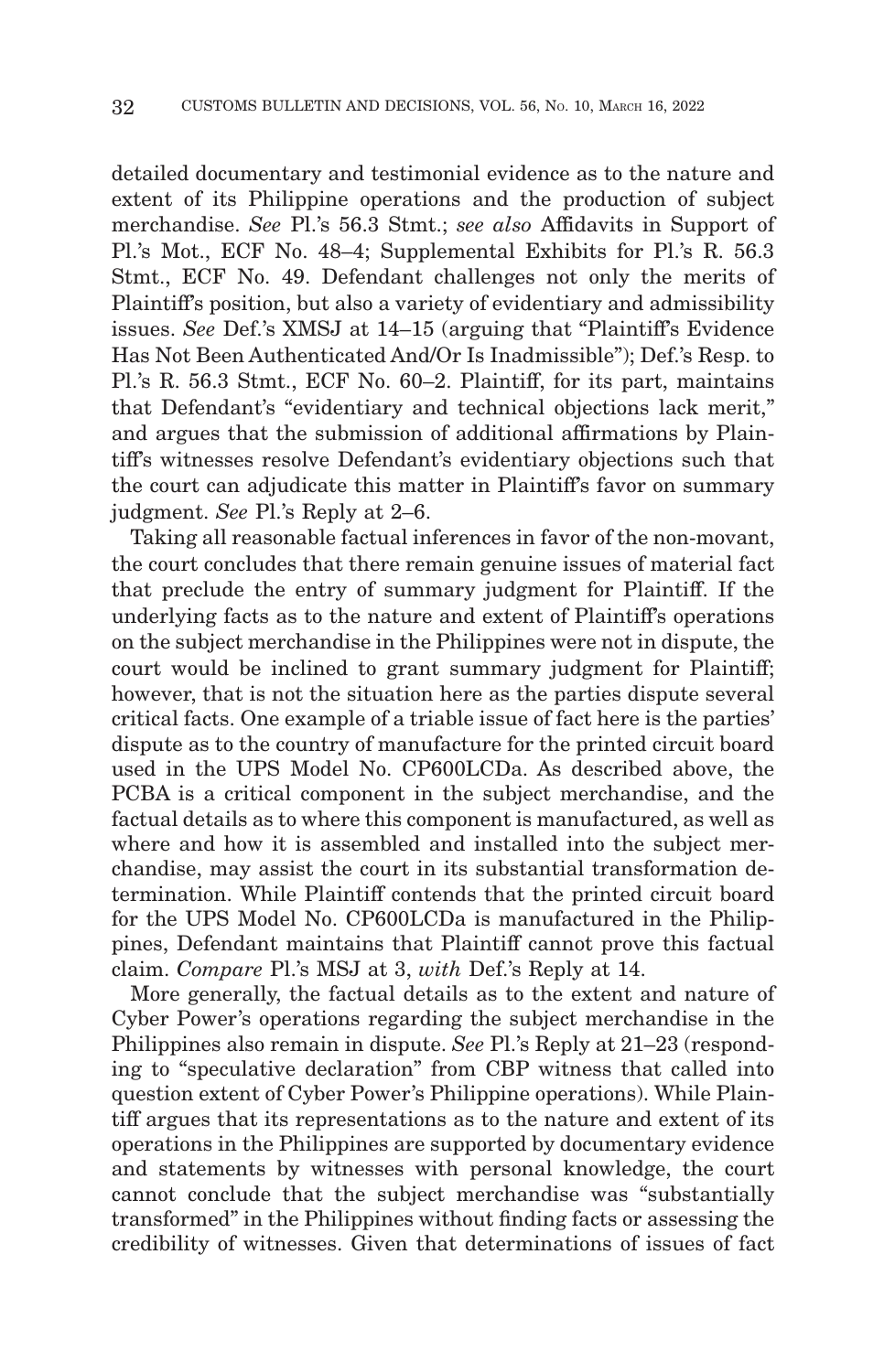detailed documentary and testimonial evidence as to the nature and extent of its Philippine operations and the production of subject merchandise. *See* Pl.'s 56.3 Stmt.; *see also* Affidavits in Support of Pl.'s Mot., ECF No. 48–4; Supplemental Exhibits for Pl.'s R. 56.3 Stmt., ECF No. 49. Defendant challenges not only the merits of Plaintiff's position, but also a variety of evidentiary and admissibility issues. *See* Def.'s XMSJ at 14–15 (arguing that "Plaintiff's Evidence Has Not Been Authenticated And/Or Is Inadmissible"); Def.'s Resp. to Pl.'s R. 56.3 Stmt., ECF No. 60–2. Plaintiff, for its part, maintains that Defendant's "evidentiary and technical objections lack merit," and argues that the submission of additional affirmations by Plaintiff's witnesses resolve Defendant's evidentiary objections such that the court can adjudicate this matter in Plaintiff's favor on summary judgment. *See* Pl.'s Reply at 2–6.

Taking all reasonable factual inferences in favor of the non-movant, the court concludes that there remain genuine issues of material fact that preclude the entry of summary judgment for Plaintiff. If the underlying facts as to the nature and extent of Plaintiff's operations on the subject merchandise in the Philippines were not in dispute, the court would be inclined to grant summary judgment for Plaintiff; however, that is not the situation here as the parties dispute several critical facts. One example of a triable issue of fact here is the parties' dispute as to the country of manufacture for the printed circuit board used in the UPS Model No. CP600LCDa. As described above, the PCBA is a critical component in the subject merchandise, and the factual details as to where this component is manufactured, as well as where and how it is assembled and installed into the subject merchandise, may assist the court in its substantial transformation determination. While Plaintiff contends that the printed circuit board for the UPS Model No. CP600LCDa is manufactured in the Philippines, Defendant maintains that Plaintiff cannot prove this factual claim. *Compare* Pl.'s MSJ at 3, *with* Def.'s Reply at 14.

More generally, the factual details as to the extent and nature of Cyber Power's operations regarding the subject merchandise in the Philippines also remain in dispute. *See* Pl.'s Reply at 21–23 (responding to "speculative declaration" from CBP witness that called into question extent of Cyber Power's Philippine operations). While Plaintiff argues that its representations as to the nature and extent of its operations in the Philippines are supported by documentary evidence and statements by witnesses with personal knowledge, the court cannot conclude that the subject merchandise was "substantially transformed" in the Philippines without finding facts or assessing the credibility of witnesses. Given that determinations of issues of fact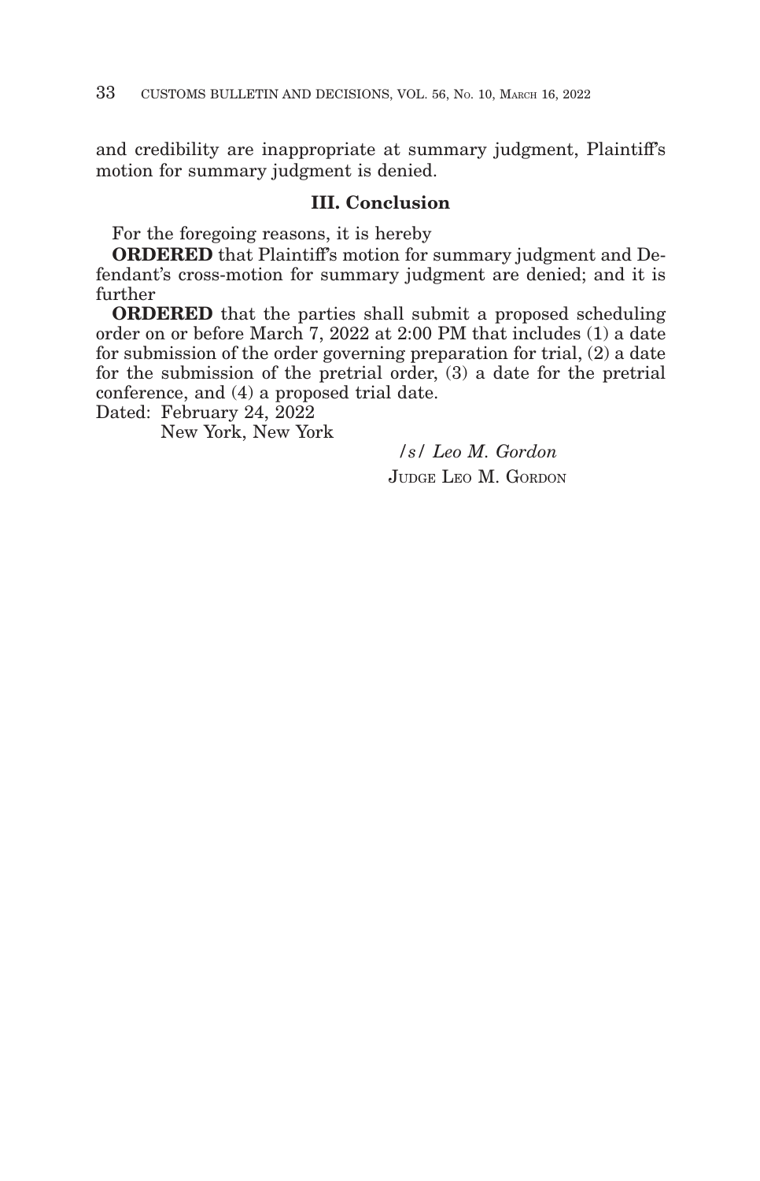and credibility are inappropriate at summary judgment, Plaintiff's motion for summary judgment is denied.

### III. Conclusion

For the foregoing reasons, it is hereby

**ORDERED** that Plaintiff's motion for summary judgment and Defendant's cross-motion for summary judgment are denied; and it is further

**ORDERED** that the parties shall submit a proposed scheduling order on or before March 7, 2022 at 2:00 PM that includes (1) a date for submission of the order governing preparation for trial, (2) a date for the submission of the pretrial order, (3) a date for the pretrial conference, and (4) a proposed trial date.

Dated: February 24, 2022
New York, New York

/s/ *Leo M. Gordon*
JUDGE LEO M. GORDON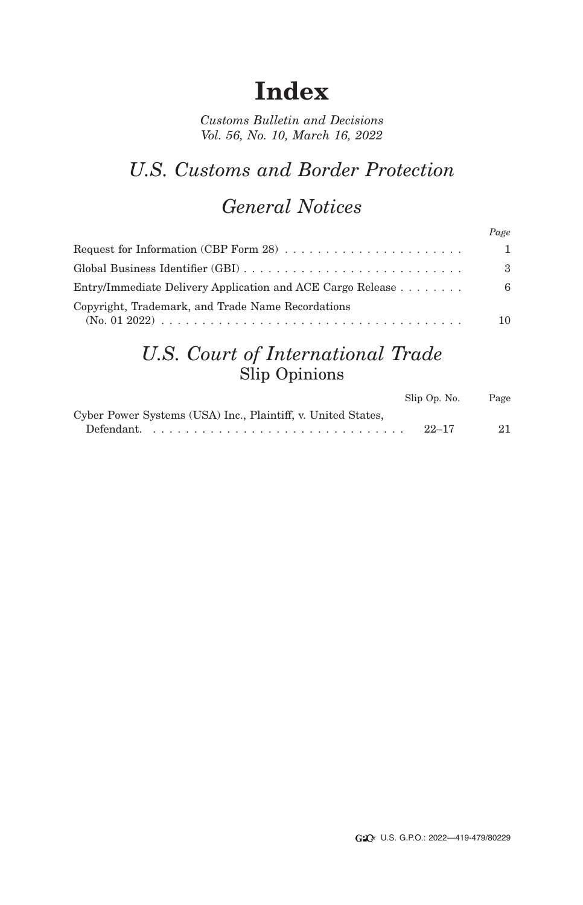# Index

*Customs Bulletin and Decisions*
*Vol. 56, No. 10, March 16, 2022*

## *U.S. Customs and Border Protection*

## *General Notices*

| | *Page* |
|---|---|
| Request for Information (CBP Form 28) | 1 |
| Global Business Identifier (GBI) | 3 |
| Entry/Immediate Delivery Application and ACE Cargo Release | 6 |
| Copyright, Trademark, and Trade Name Recordations (No. 01 2022) | 10 |

## *U.S. Court of International Trade*

### Slip Opinions

| | Slip Op. No. | Page |
|---|---|---|
| Cyber Power Systems (USA) Inc., Plaintiff, v. United States, Defendant. | 22–17 | 21 |

U.S. G.P.O.: 2022—419-479/80229